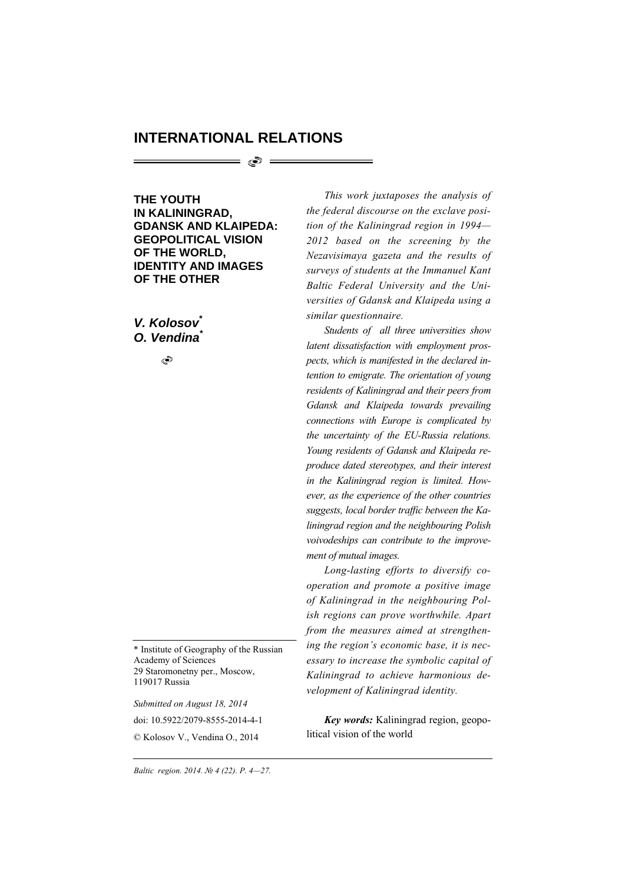# INTERNATIONAL RELATIONS

## THE YOUTH IN KALININGRAD, GDANSK AND KLAIPEDA: GEOPOLITICAL VISION OF THE WORLD, IDENTITY AND IMAGES OF THE OTHER

***V. Kolosov*** [*]
***O. Vendina*** [*]

*This work juxtaposes the analysis of the federal discourse on the exclave position of the Kaliningrad region in 1994—2012 based on the screening by the Nezavisimaya gazeta and the results of surveys of students at the Immanuel Kant Baltic Federal University and the Universities of Gdansk and Klaipeda using a similar questionnaire.*

*Students of all three universities show latent dissatisfaction with employment prospects, which is manifested in the declared intention to emigrate. The orientation of young residents of Kaliningrad and their peers from Gdansk and Klaipeda towards prevailing connections with Europe is complicated by the uncertainty of the EU-Russia relations. Young residents of Gdansk and Klaipeda reproduce dated stereotypes, and their interest in the Kaliningrad region is limited. However, as the experience of the other countries suggests, local border traffic between the Kaliningrad region and the neighbouring Polish voivodeships can contribute to the improvement of mutual images.*

*Long-lasting efforts to diversify cooperation and promote a positive image of Kaliningrad in the neighbouring Polish regions can prove worthwhile. Apart from the measures aimed at strengthening the region's economic base, it is necessary to increase the symbolic capital of Kaliningrad to achieve harmonious development of Kaliningrad identity.*

***Key words:*** Kaliningrad region, geopolitical vision of the world

---

\* Institute of Geography of the Russian Academy of Sciences
29 Staromonetny per., Moscow, 119017 Russia

*Submitted on August 18, 2014*

doi: 10.5922/2079-8555-2014-4-1

© Kolosov V., Vendina O., 2014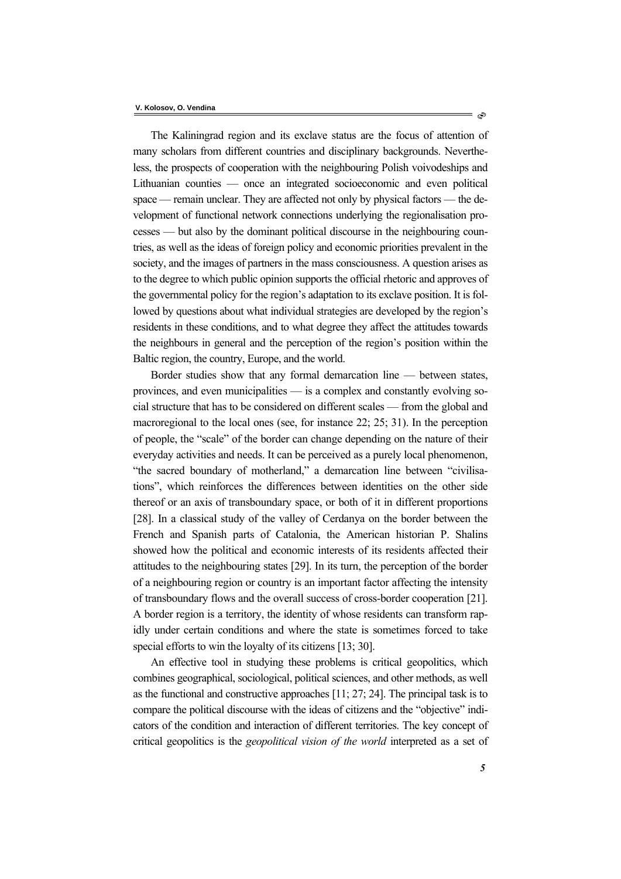The Kaliningrad region and its exclave status are the focus of attention of many scholars from different countries and disciplinary backgrounds. Nevertheless, the prospects of cooperation with the neighbouring Polish voivodeships and Lithuanian counties — once an integrated socioeconomic and even political space — remain unclear. They are affected not only by physical factors — the development of functional network connections underlying the regionalisation processes — but also by the dominant political discourse in the neighbouring countries, as well as the ideas of foreign policy and economic priorities prevalent in the society, and the images of partners in the mass consciousness. A question arises as to the degree to which public opinion supports the official rhetoric and approves of the governmental policy for the region's adaptation to its exclave position. It is followed by questions about what individual strategies are developed by the region's residents in these conditions, and to what degree they affect the attitudes towards the neighbours in general and the perception of the region's position within the Baltic region, the country, Europe, and the world.

Border studies show that any formal demarcation line — between states, provinces, and even municipalities — is a complex and constantly evolving social structure that has to be considered on different scales — from the global and macroregional to the local ones (see, for instance 22; 25; 31). In the perception of people, the "scale" of the border can change depending on the nature of their everyday activities and needs. It can be perceived as a purely local phenomenon, "the sacred boundary of motherland," a demarcation line between "civilisations", which reinforces the differences between identities on the other side thereof or an axis of transboundary space, or both of it in different proportions [28]. In a classical study of the valley of Cerdanya on the border between the French and Spanish parts of Catalonia, the American historian P. Shalins showed how the political and economic interests of its residents affected their attitudes to the neighbouring states [29]. In its turn, the perception of the border of a neighbouring region or country is an important factor affecting the intensity of transboundary flows and the overall success of cross-border cooperation [21]. A border region is a territory, the identity of whose residents can transform rapidly under certain conditions and where the state is sometimes forced to take special efforts to win the loyalty of its citizens [13; 30].

An effective tool in studying these problems is critical geopolitics, which combines geographical, sociological, political sciences, and other methods, as well as the functional and constructive approaches [11; 27; 24]. The principal task is to compare the political discourse with the ideas of citizens and the "objective" indicators of the condition and interaction of different territories. The key concept of critical geopolitics is the *geopolitical vision of the world* interpreted as a set of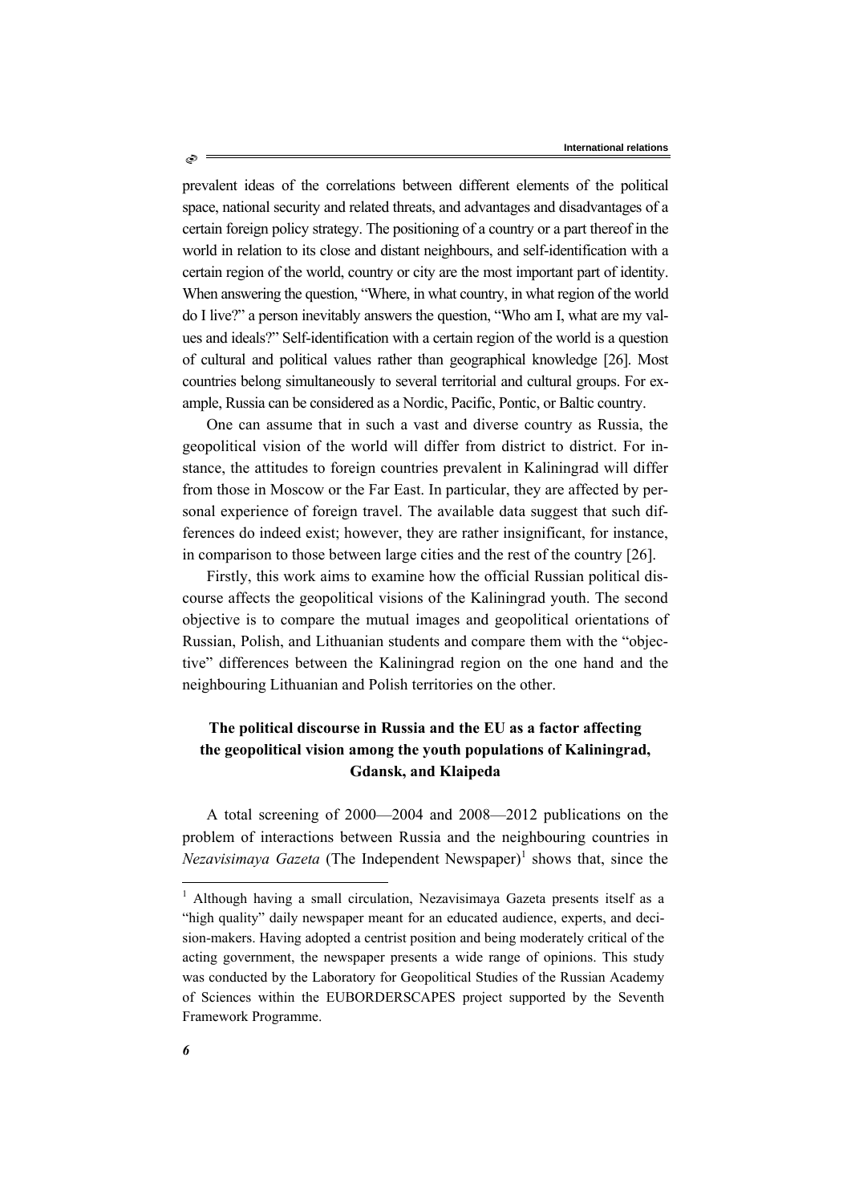prevalent ideas of the correlations between different elements of the political space, national security and related threats, and advantages and disadvantages of a certain foreign policy strategy. The positioning of a country or a part thereof in the world in relation to its close and distant neighbours, and self-identification with a certain region of the world, country or city are the most important part of identity. When answering the question, "Where, in what country, in what region of the world do I live?" a person inevitably answers the question, "Who am I, what are my values and ideals?" Self-identification with a certain region of the world is a question of cultural and political values rather than geographical knowledge [26]. Most countries belong simultaneously to several territorial and cultural groups. For example, Russia can be considered as a Nordic, Pacific, Pontic, or Baltic country.

One can assume that in such a vast and diverse country as Russia, the geopolitical vision of the world will differ from district to district. For instance, the attitudes to foreign countries prevalent in Kaliningrad will differ from those in Moscow or the Far East. In particular, they are affected by personal experience of foreign travel. The available data suggest that such differences do indeed exist; however, they are rather insignificant, for instance, in comparison to those between large cities and the rest of the country [26].

Firstly, this work aims to examine how the official Russian political discourse affects the geopolitical visions of the Kaliningrad youth. The second objective is to compare the mutual images and geopolitical orientations of Russian, Polish, and Lithuanian students and compare them with the "objective" differences between the Kaliningrad region on the one hand and the neighbouring Lithuanian and Polish territories on the other.

## The political discourse in Russia and the EU as a factor affecting the geopolitical vision among the youth populations of Kaliningrad, Gdansk, and Klaipeda

A total screening of 2000—2004 and 2008—2012 publications on the problem of interactions between Russia and the neighbouring countries in *Nezavisimaya Gazeta* (The Independent Newspaper)[1] shows that, since the

[1] Although having a small circulation, Nezavisimaya Gazeta presents itself as a "high quality" daily newspaper meant for an educated audience, experts, and decision-makers. Having adopted a centrist position and being moderately critical of the acting government, the newspaper presents a wide range of opinions. This study was conducted by the Laboratory for Geopolitical Studies of the Russian Academy of Sciences within the EUBORDERSCAPES project supported by the Seventh Framework Programme.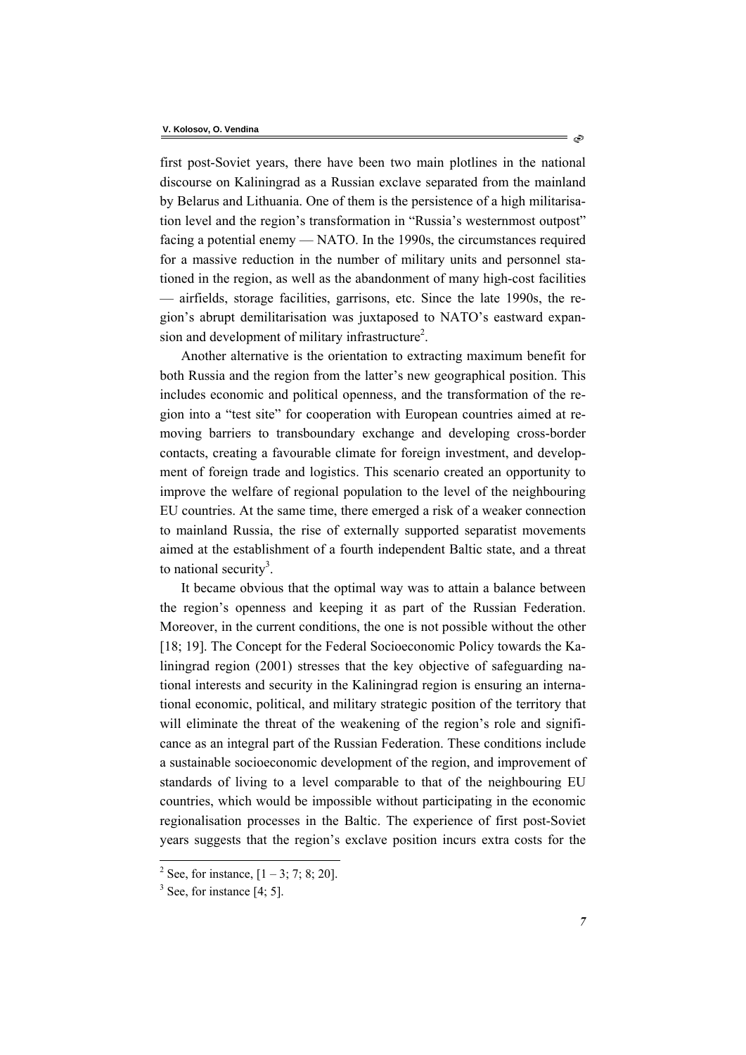first post-Soviet years, there have been two main plotlines in the national discourse on Kaliningrad as a Russian exclave separated from the mainland by Belarus and Lithuania. One of them is the persistence of a high militarisation level and the region's transformation in "Russia's westernmost outpost" facing a potential enemy — NATO. In the 1990s, the circumstances required for a massive reduction in the number of military units and personnel stationed in the region, as well as the abandonment of many high-cost facilities — airfields, storage facilities, garrisons, etc. Since the late 1990s, the region's abrupt demilitarisation was juxtaposed to NATO's eastward expansion and development of military infrastructure[2].

Another alternative is the orientation to extracting maximum benefit for both Russia and the region from the latter's new geographical position. This includes economic and political openness, and the transformation of the region into a "test site" for cooperation with European countries aimed at removing barriers to transboundary exchange and developing cross-border contacts, creating a favourable climate for foreign investment, and development of foreign trade and logistics. This scenario created an opportunity to improve the welfare of regional population to the level of the neighbouring EU countries. At the same time, there emerged a risk of a weaker connection to mainland Russia, the rise of externally supported separatist movements aimed at the establishment of a fourth independent Baltic state, and a threat to national security[3].

It became obvious that the optimal way was to attain a balance between the region's openness and keeping it as part of the Russian Federation. Moreover, in the current conditions, the one is not possible without the other [18; 19]. The Concept for the Federal Socioeconomic Policy towards the Kaliningrad region (2001) stresses that the key objective of safeguarding national interests and security in the Kaliningrad region is ensuring an international economic, political, and military strategic position of the territory that will eliminate the threat of the weakening of the region's role and significance as an integral part of the Russian Federation. These conditions include a sustainable socioeconomic development of the region, and improvement of standards of living to a level comparable to that of the neighbouring EU countries, which would be impossible without participating in the economic regionalisation processes in the Baltic. The experience of first post-Soviet years suggests that the region's exclave position incurs extra costs for the

---

[2] See, for instance, [1 – 3; 7; 8; 20].

[3] See, for instance [4; 5].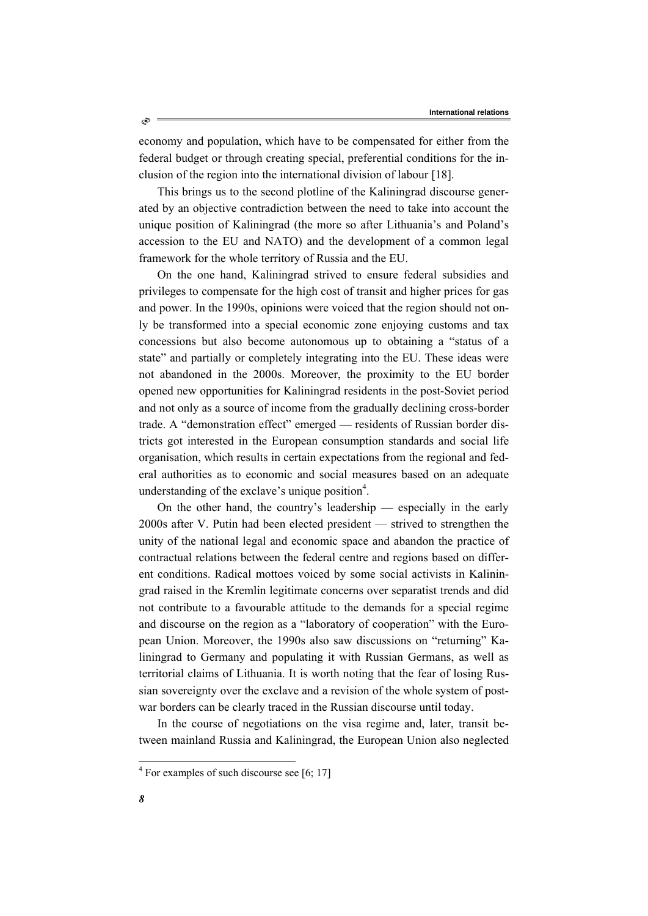economy and population, which have to be compensated for either from the federal budget or through creating special, preferential conditions for the inclusion of the region into the international division of labour [18].

This brings us to the second plotline of the Kaliningrad discourse generated by an objective contradiction between the need to take into account the unique position of Kaliningrad (the more so after Lithuania's and Poland's accession to the EU and NATO) and the development of a common legal framework for the whole territory of Russia and the EU.

On the one hand, Kaliningrad strived to ensure federal subsidies and privileges to compensate for the high cost of transit and higher prices for gas and power. In the 1990s, opinions were voiced that the region should not only be transformed into a special economic zone enjoying customs and tax concessions but also become autonomous up to obtaining a "status of a state" and partially or completely integrating into the EU. These ideas were not abandoned in the 2000s. Moreover, the proximity to the EU border opened new opportunities for Kaliningrad residents in the post-Soviet period and not only as a source of income from the gradually declining cross-border trade. A "demonstration effect" emerged — residents of Russian border districts got interested in the European consumption standards and social life organisation, which results in certain expectations from the regional and federal authorities as to economic and social measures based on an adequate understanding of the exclave's unique position[4].

On the other hand, the country's leadership — especially in the early 2000s after V. Putin had been elected president — strived to strengthen the unity of the national legal and economic space and abandon the practice of contractual relations between the federal centre and regions based on different conditions. Radical mottoes voiced by some social activists in Kaliningrad raised in the Kremlin legitimate concerns over separatist trends and did not contribute to a favourable attitude to the demands for a special regime and discourse on the region as a "laboratory of cooperation" with the European Union. Moreover, the 1990s also saw discussions on "returning" Kaliningrad to Germany and populating it with Russian Germans, as well as territorial claims of Lithuania. It is worth noting that the fear of losing Russian sovereignty over the exclave and a revision of the whole system of postwar borders can be clearly traced in the Russian discourse until today.

In the course of negotiations on the visa regime and, later, transit between mainland Russia and Kaliningrad, the European Union also neglected

[4] For examples of such discourse see [6; 17]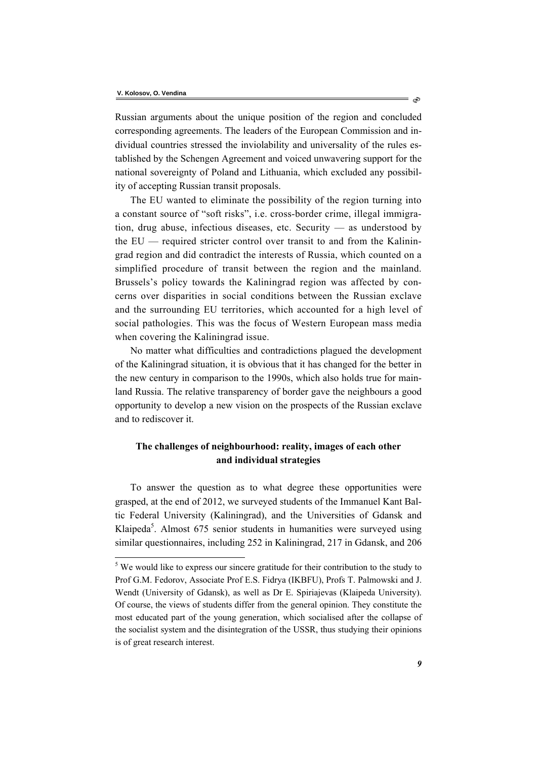Russian arguments about the unique position of the region and concluded corresponding agreements. The leaders of the European Commission and individual countries stressed the inviolability and universality of the rules established by the Schengen Agreement and voiced unwavering support for the national sovereignty of Poland and Lithuania, which excluded any possibility of accepting Russian transit proposals.

The EU wanted to eliminate the possibility of the region turning into a constant source of "soft risks", i.e. cross-border crime, illegal immigration, drug abuse, infectious diseases, etc. Security — as understood by the EU — required stricter control over transit to and from the Kaliningrad region and did contradict the interests of Russia, which counted on a simplified procedure of transit between the region and the mainland. Brussels's policy towards the Kaliningrad region was affected by concerns over disparities in social conditions between the Russian exclave and the surrounding EU territories, which accounted for a high level of social pathologies. This was the focus of Western European mass media when covering the Kaliningrad issue.

No matter what difficulties and contradictions plagued the development of the Kaliningrad situation, it is obvious that it has changed for the better in the new century in comparison to the 1990s, which also holds true for mainland Russia. The relative transparency of border gave the neighbours a good opportunity to develop a new vision on the prospects of the Russian exclave and to rediscover it.

## The challenges of neighbourhood: reality, images of each other and individual strategies

To answer the question as to what degree these opportunities were grasped, at the end of 2012, we surveyed students of the Immanuel Kant Baltic Federal University (Kaliningrad), and the Universities of Gdansk and Klaipeda[5]. Almost 675 senior students in humanities were surveyed using similar questionnaires, including 252 in Kaliningrad, 217 in Gdansk, and 206

[5] We would like to express our sincere gratitude for their contribution to the study to Prof G.M. Fedorov, Associate Prof E.S. Fidrya (IKBFU), Profs T. Palmowski and J. Wendt (University of Gdansk), as well as Dr E. Spiriajevas (Klaipeda University). Of course, the views of students differ from the general opinion. They constitute the most educated part of the young generation, which socialised after the collapse of the socialist system and the disintegration of the USSR, thus studying their opinions is of great research interest.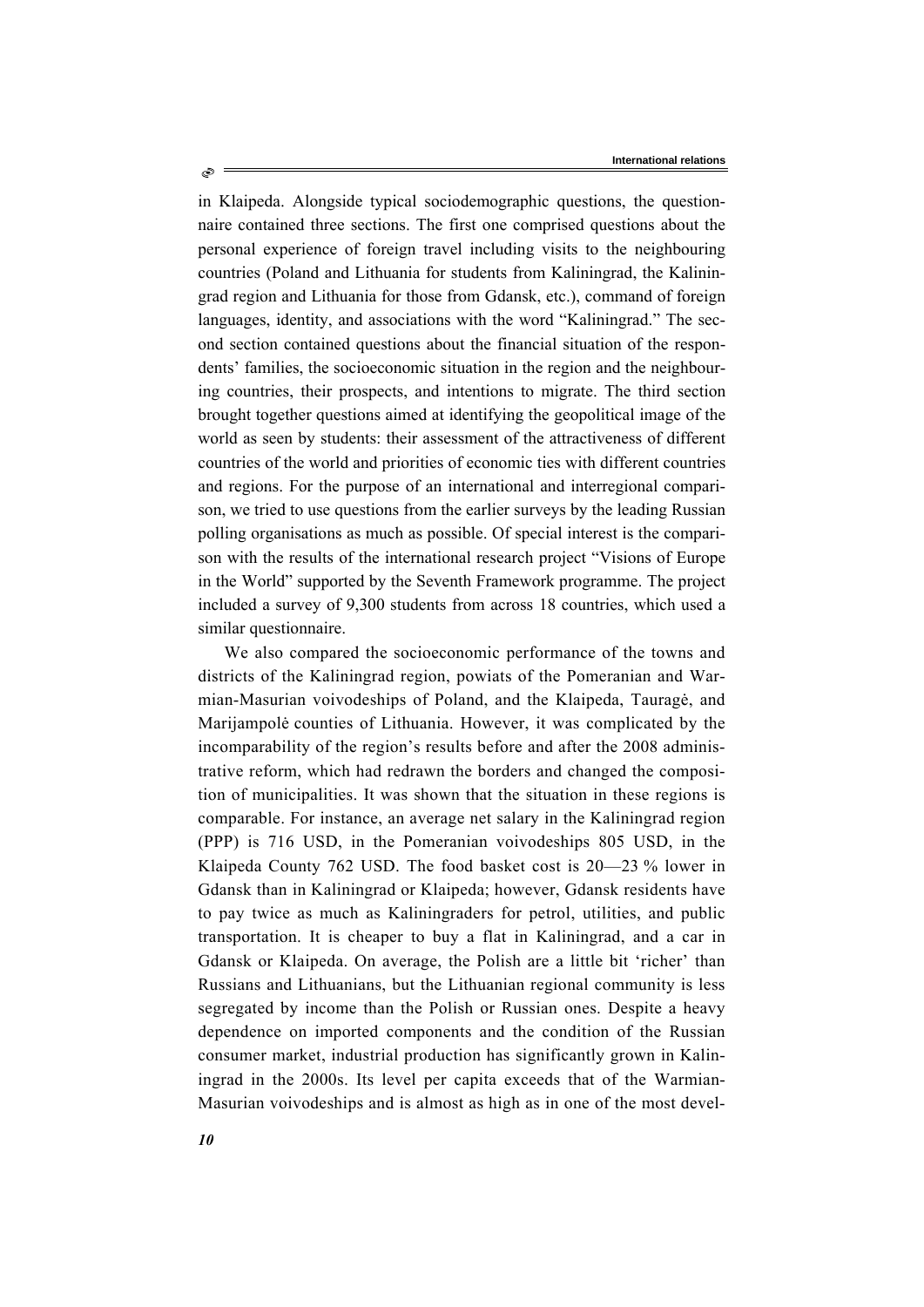in Klaipeda. Alongside typical sociodemographic questions, the questionnaire contained three sections. The first one comprised questions about the personal experience of foreign travel including visits to the neighbouring countries (Poland and Lithuania for students from Kaliningrad, the Kaliningrad region and Lithuania for those from Gdansk, etc.), command of foreign languages, identity, and associations with the word "Kaliningrad." The second section contained questions about the financial situation of the respondents' families, the socioeconomic situation in the region and the neighbouring countries, their prospects, and intentions to migrate. The third section brought together questions aimed at identifying the geopolitical image of the world as seen by students: their assessment of the attractiveness of different countries of the world and priorities of economic ties with different countries and regions. For the purpose of an international and interregional comparison, we tried to use questions from the earlier surveys by the leading Russian polling organisations as much as possible. Of special interest is the comparison with the results of the international research project "Visions of Europe in the World" supported by the Seventh Framework programme. The project included a survey of 9,300 students from across 18 countries, which used a similar questionnaire.

We also compared the socioeconomic performance of the towns and districts of the Kaliningrad region, powiats of the Pomeranian and Warmian-Masurian voivodeships of Poland, and the Klaipeda, Tauragė, and Marijampolė counties of Lithuania. However, it was complicated by the incomparability of the region's results before and after the 2008 administrative reform, which had redrawn the borders and changed the composition of municipalities. It was shown that the situation in these regions is comparable. For instance, an average net salary in the Kaliningrad region (PPP) is 716 USD, in the Pomeranian voivodeships 805 USD, in the Klaipeda County 762 USD. The food basket cost is 20—23 % lower in Gdansk than in Kaliningrad or Klaipeda; however, Gdansk residents have to pay twice as much as Kaliningraders for petrol, utilities, and public transportation. It is cheaper to buy a flat in Kaliningrad, and a car in Gdansk or Klaipeda. On average, the Polish are a little bit 'richer' than Russians and Lithuanians, but the Lithuanian regional community is less segregated by income than the Polish or Russian ones. Despite a heavy dependence on imported components and the condition of the Russian consumer market, industrial production has significantly grown in Kaliningrad in the 2000s. Its level per capita exceeds that of the Warmian-Masurian voivodeships and is almost as high as in one of the most devel-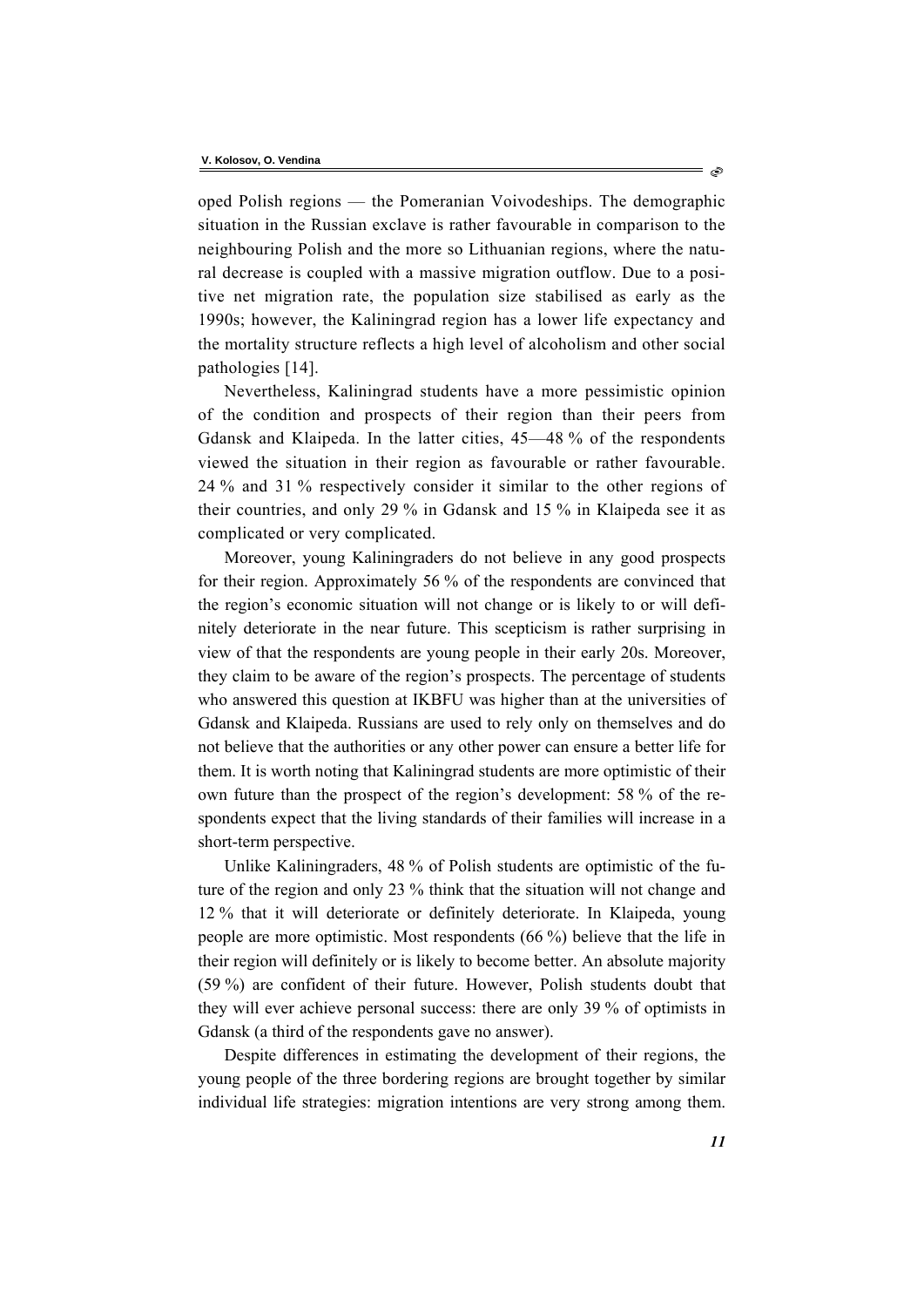oped Polish regions — the Pomeranian Voivodeships. The demographic situation in the Russian exclave is rather favourable in comparison to the neighbouring Polish and the more so Lithuanian regions, where the natural decrease is coupled with a massive migration outflow. Due to a positive net migration rate, the population size stabilised as early as the 1990s; however, the Kaliningrad region has a lower life expectancy and the mortality structure reflects a high level of alcoholism and other social pathologies [14].

Nevertheless, Kaliningrad students have a more pessimistic opinion of the condition and prospects of their region than their peers from Gdansk and Klaipeda. In the latter cities, 45—48 % of the respondents viewed the situation in their region as favourable or rather favourable. 24 % and 31 % respectively consider it similar to the other regions of their countries, and only 29 % in Gdansk and 15 % in Klaipeda see it as complicated or very complicated.

Moreover, young Kaliningraders do not believe in any good prospects for their region. Approximately 56 % of the respondents are convinced that the region's economic situation will not change or is likely to or will definitely deteriorate in the near future. This scepticism is rather surprising in view of that the respondents are young people in their early 20s. Moreover, they claim to be aware of the region's prospects. The percentage of students who answered this question at IKBFU was higher than at the universities of Gdansk and Klaipeda. Russians are used to rely only on themselves and do not believe that the authorities or any other power can ensure a better life for them. It is worth noting that Kaliningrad students are more optimistic of their own future than the prospect of the region's development: 58 % of the respondents expect that the living standards of their families will increase in a short-term perspective.

Unlike Kaliningraders, 48 % of Polish students are optimistic of the future of the region and only 23 % think that the situation will not change and 12 % that it will deteriorate or definitely deteriorate. In Klaipeda, young people are more optimistic. Most respondents (66 %) believe that the life in their region will definitely or is likely to become better. An absolute majority (59 %) are confident of their future. However, Polish students doubt that they will ever achieve personal success: there are only 39 % of optimists in Gdansk (a third of the respondents gave no answer).

Despite differences in estimating the development of their regions, the young people of the three bordering regions are brought together by similar individual life strategies: migration intentions are very strong among them.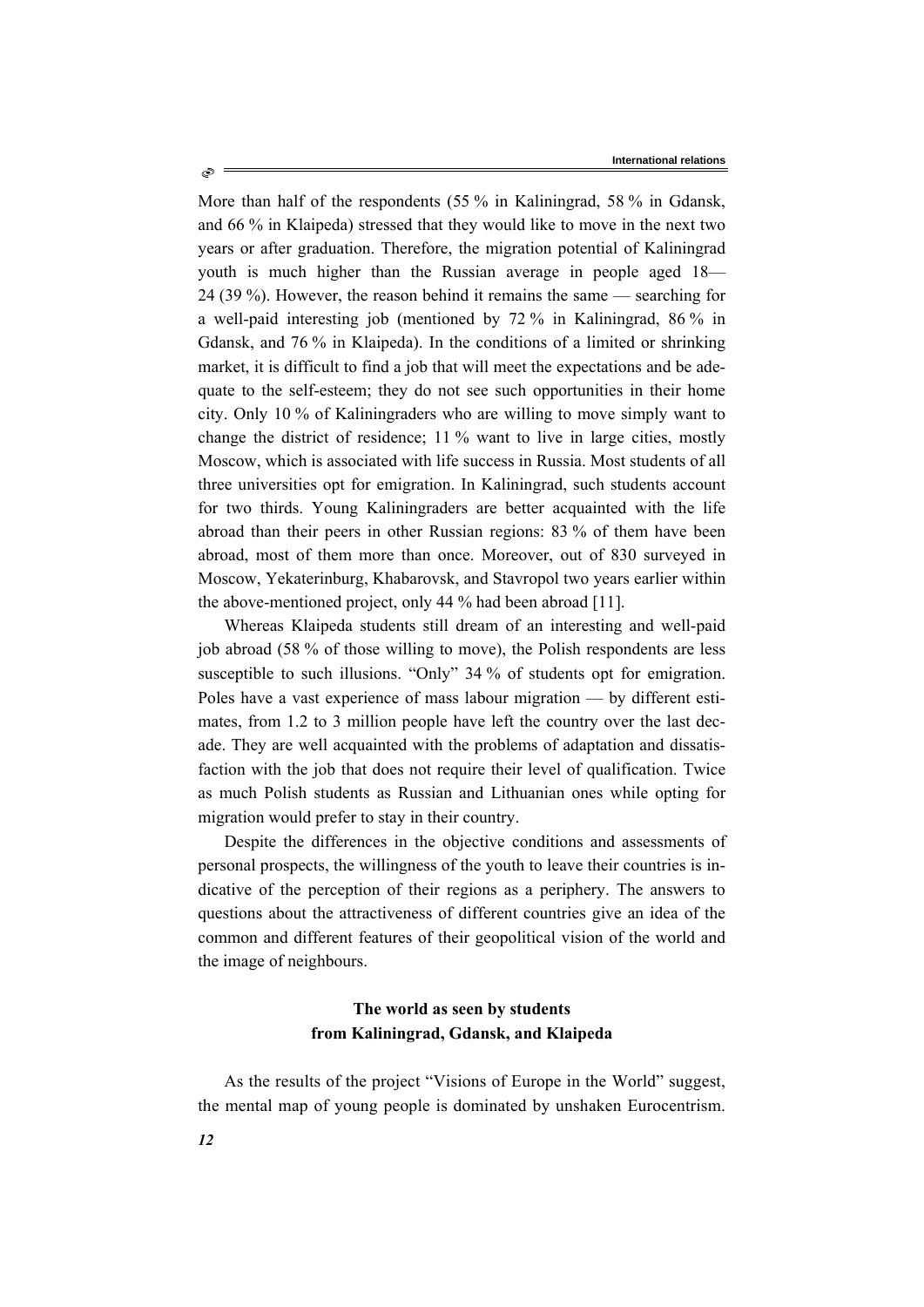More than half of the respondents (55 % in Kaliningrad, 58 % in Gdansk, and 66 % in Klaipeda) stressed that they would like to move in the next two years or after graduation. Therefore, the migration potential of Kaliningrad youth is much higher than the Russian average in people aged 18—24 (39 %). However, the reason behind it remains the same — searching for a well-paid interesting job (mentioned by 72 % in Kaliningrad, 86 % in Gdansk, and 76 % in Klaipeda). In the conditions of a limited or shrinking market, it is difficult to find a job that will meet the expectations and be adequate to the self-esteem; they do not see such opportunities in their home city. Only 10 % of Kaliningraders who are willing to move simply want to change the district of residence; 11 % want to live in large cities, mostly Moscow, which is associated with life success in Russia. Most students of all three universities opt for emigration. In Kaliningrad, such students account for two thirds. Young Kaliningraders are better acquainted with the life abroad than their peers in other Russian regions: 83 % of them have been abroad, most of them more than once. Moreover, out of 830 surveyed in Moscow, Yekaterinburg, Khabarovsk, and Stavropol two years earlier within the above-mentioned project, only 44 % had been abroad [11].

Whereas Klaipeda students still dream of an interesting and well-paid job abroad (58 % of those willing to move), the Polish respondents are less susceptible to such illusions. "Only" 34 % of students opt for emigration. Poles have a vast experience of mass labour migration — by different estimates, from 1.2 to 3 million people have left the country over the last decade. They are well acquainted with the problems of adaptation and dissatisfaction with the job that does not require their level of qualification. Twice as much Polish students as Russian and Lithuanian ones while opting for migration would prefer to stay in their country.

Despite the differences in the objective conditions and assessments of personal prospects, the willingness of the youth to leave their countries is indicative of the perception of their regions as a periphery. The answers to questions about the attractiveness of different countries give an idea of the common and different features of their geopolitical vision of the world and the image of neighbours.

## The world as seen by students from Kaliningrad, Gdansk, and Klaipeda

As the results of the project "Visions of Europe in the World" suggest, the mental map of young people is dominated by unshaken Eurocentrism.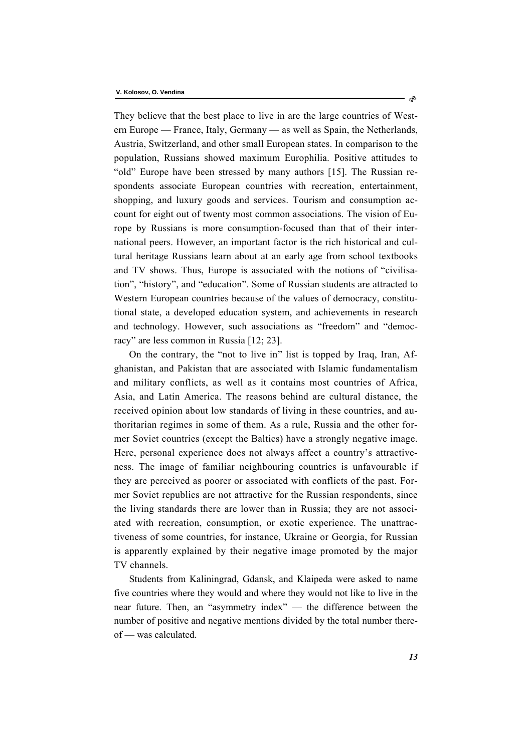They believe that the best place to live in are the large countries of Western Europe — France, Italy, Germany — as well as Spain, the Netherlands, Austria, Switzerland, and other small European states. In comparison to the population, Russians showed maximum Europhilia. Positive attitudes to "old" Europe have been stressed by many authors [15]. The Russian respondents associate European countries with recreation, entertainment, shopping, and luxury goods and services. Tourism and consumption account for eight out of twenty most common associations. The vision of Europe by Russians is more consumption-focused than that of their international peers. However, an important factor is the rich historical and cultural heritage Russians learn about at an early age from school textbooks and TV shows. Thus, Europe is associated with the notions of "civilisation", "history", and "education". Some of Russian students are attracted to Western European countries because of the values of democracy, constitutional state, a developed education system, and achievements in research and technology. However, such associations as "freedom" and "democracy" are less common in Russia [12; 23].

On the contrary, the "not to live in" list is topped by Iraq, Iran, Afghanistan, and Pakistan that are associated with Islamic fundamentalism and military conflicts, as well as it contains most countries of Africa, Asia, and Latin America. The reasons behind are cultural distance, the received opinion about low standards of living in these countries, and authoritarian regimes in some of them. As a rule, Russia and the other former Soviet countries (except the Baltics) have a strongly negative image. Here, personal experience does not always affect a country's attractiveness. The image of familiar neighbouring countries is unfavourable if they are perceived as poorer or associated with conflicts of the past. Former Soviet republics are not attractive for the Russian respondents, since the living standards there are lower than in Russia; they are not associated with recreation, consumption, or exotic experience. The unattractiveness of some countries, for instance, Ukraine or Georgia, for Russian is apparently explained by their negative image promoted by the major TV channels.

Students from Kaliningrad, Gdansk, and Klaipeda were asked to name five countries where they would and where they would not like to live in the near future. Then, an "asymmetry index" — the difference between the number of positive and negative mentions divided by the total number thereof — was calculated.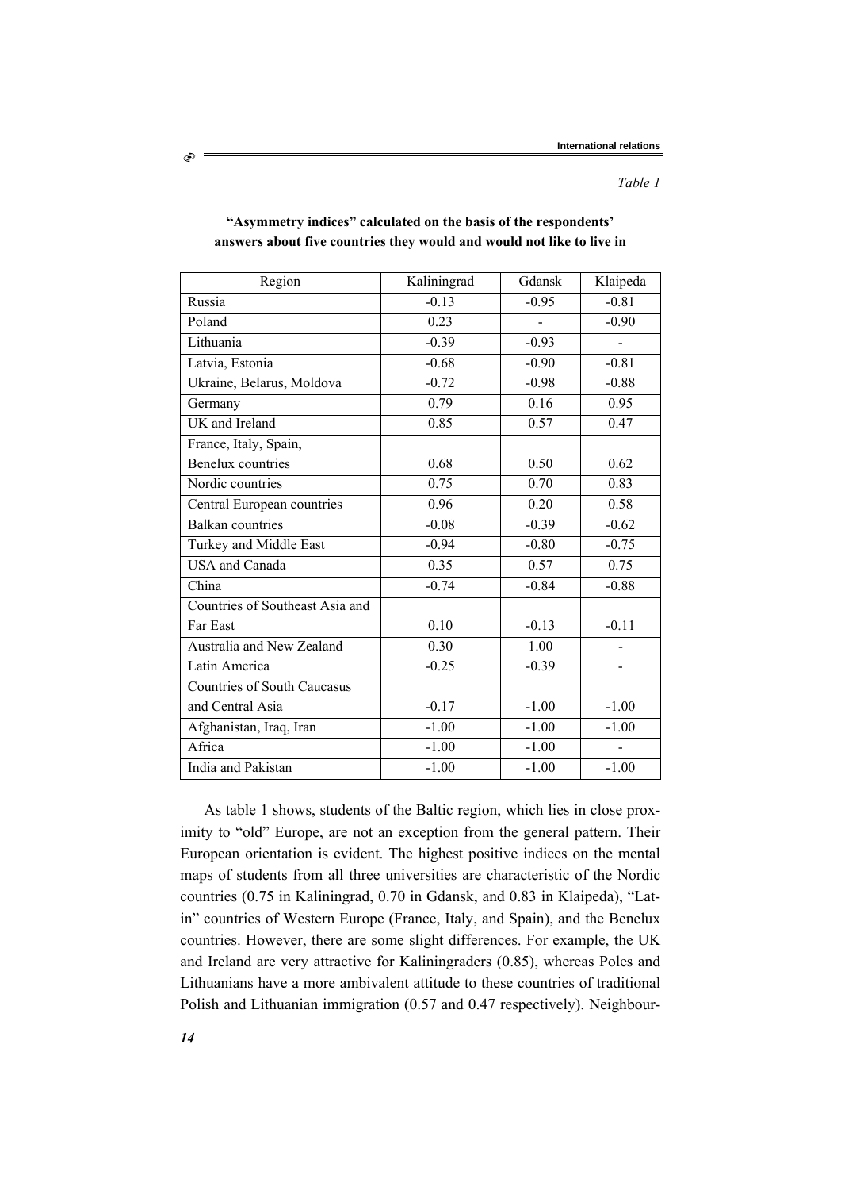*Table 1*

**"Asymmetry indices" calculated on the basis of the respondents' answers about five countries they would and would not like to live in**

| Region | Kaliningrad | Gdansk | Klaipeda |
|---|---|---|---|
| Russia | -0.13 | -0.95 | -0.81 |
| Poland | 0.23 | - | -0.90 |
| Lithuania | -0.39 | -0.93 | - |
| Latvia, Estonia | -0.68 | -0.90 | -0.81 |
| Ukraine, Belarus, Moldova | -0.72 | -0.98 | -0.88 |
| Germany | 0.79 | 0.16 | 0.95 |
| UK and Ireland | 0.85 | 0.57 | 0.47 |
| France, Italy, Spain, Benelux countries | 0.68 | 0.50 | 0.62 |
| Nordic countries | 0.75 | 0.70 | 0.83 |
| Central European countries | 0.96 | 0.20 | 0.58 |
| Balkan countries | -0.08 | -0.39 | -0.62 |
| Turkey and Middle East | -0.94 | -0.80 | -0.75 |
| USA and Canada | 0.35 | 0.57 | 0.75 |
| China | -0.74 | -0.84 | -0.88 |
| Countries of Southeast Asia and Far East | 0.10 | -0.13 | -0.11 |
| Australia and New Zealand | 0.30 | 1.00 | - |
| Latin America | -0.25 | -0.39 | - |
| Countries of South Caucasus and Central Asia | -0.17 | -1.00 | -1.00 |
| Afghanistan, Iraq, Iran | -1.00 | -1.00 | -1.00 |
| Africa | -1.00 | -1.00 | - |
| India and Pakistan | -1.00 | -1.00 | -1.00 |

As table 1 shows, students of the Baltic region, which lies in close proximity to "old" Europe, are not an exception from the general pattern. Their European orientation is evident. The highest positive indices on the mental maps of students from all three universities are characteristic of the Nordic countries (0.75 in Kaliningrad, 0.70 in Gdansk, and 0.83 in Klaipeda), "Latin" countries of Western Europe (France, Italy, and Spain), and the Benelux countries. However, there are some slight differences. For example, the UK and Ireland are very attractive for Kaliningraders (0.85), whereas Poles and Lithuanians have a more ambivalent attitude to these countries of traditional Polish and Lithuanian immigration (0.57 and 0.47 respectively). Neighbour-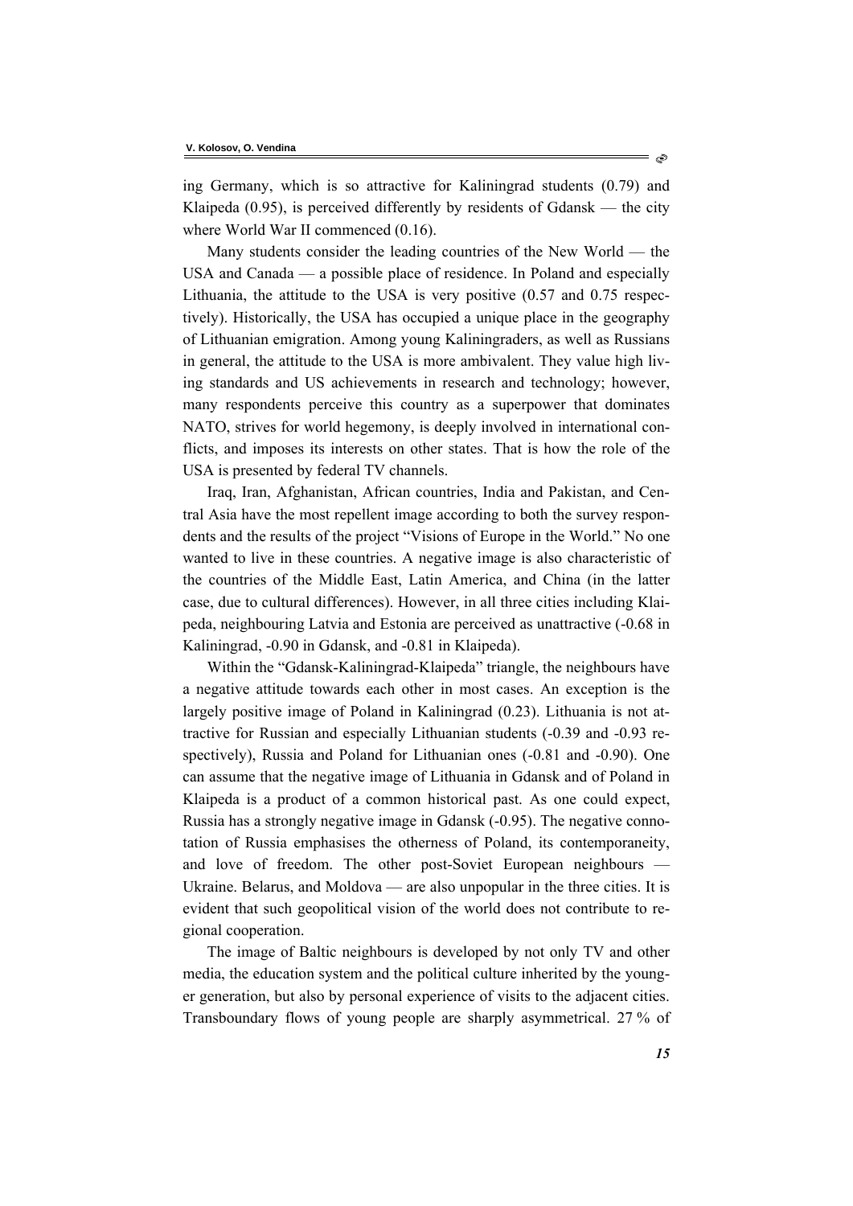ing Germany, which is so attractive for Kaliningrad students (0.79) and Klaipeda (0.95), is perceived differently by residents of Gdansk — the city where World War II commenced (0.16).

Many students consider the leading countries of the New World — the USA and Canada — a possible place of residence. In Poland and especially Lithuania, the attitude to the USA is very positive (0.57 and 0.75 respectively). Historically, the USA has occupied a unique place in the geography of Lithuanian emigration. Among young Kaliningraders, as well as Russians in general, the attitude to the USA is more ambivalent. They value high living standards and US achievements in research and technology; however, many respondents perceive this country as a superpower that dominates NATO, strives for world hegemony, is deeply involved in international conflicts, and imposes its interests on other states. That is how the role of the USA is presented by federal TV channels.

Iraq, Iran, Afghanistan, African countries, India and Pakistan, and Central Asia have the most repellent image according to both the survey respondents and the results of the project "Visions of Europe in the World." No one wanted to live in these countries. A negative image is also characteristic of the countries of the Middle East, Latin America, and China (in the latter case, due to cultural differences). However, in all three cities including Klaipeda, neighbouring Latvia and Estonia are perceived as unattractive (-0.68 in Kaliningrad, -0.90 in Gdansk, and -0.81 in Klaipeda).

Within the "Gdansk-Kaliningrad-Klaipeda" triangle, the neighbours have a negative attitude towards each other in most cases. An exception is the largely positive image of Poland in Kaliningrad (0.23). Lithuania is not attractive for Russian and especially Lithuanian students (-0.39 and -0.93 respectively), Russia and Poland for Lithuanian ones (-0.81 and -0.90). One can assume that the negative image of Lithuania in Gdansk and of Poland in Klaipeda is a product of a common historical past. As one could expect, Russia has a strongly negative image in Gdansk (-0.95). The negative connotation of Russia emphasises the otherness of Poland, its contemporaneity, and love of freedom. The other post-Soviet European neighbours — Ukraine. Belarus, and Moldova — are also unpopular in the three cities. It is evident that such geopolitical vision of the world does not contribute to regional cooperation.

The image of Baltic neighbours is developed by not only TV and other media, the education system and the political culture inherited by the younger generation, but also by personal experience of visits to the adjacent cities. Transboundary flows of young people are sharply asymmetrical. 27 % of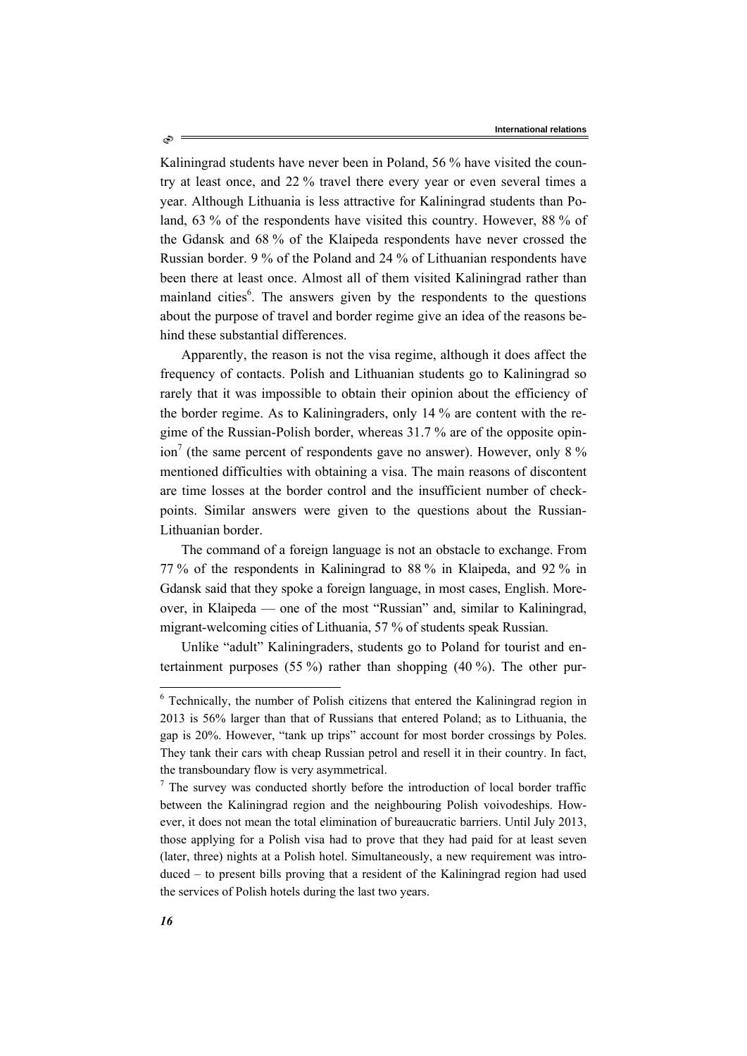Kaliningrad students have never been in Poland, 56 % have visited the country at least once, and 22 % travel there every year or even several times a year. Although Lithuania is less attractive for Kaliningrad students than Poland, 63 % of the respondents have visited this country. However, 88 % of the Gdansk and 68 % of the Klaipeda respondents have never crossed the Russian border. 9 % of the Poland and 24 % of Lithuanian respondents have been there at least once. Almost all of them visited Kaliningrad rather than mainland cities[6]. The answers given by the respondents to the questions about the purpose of travel and border regime give an idea of the reasons behind these substantial differences.

Apparently, the reason is not the visa regime, although it does affect the frequency of contacts. Polish and Lithuanian students go to Kaliningrad so rarely that it was impossible to obtain their opinion about the efficiency of the border regime. As to Kaliningraders, only 14 % are content with the regime of the Russian-Polish border, whereas 31.7 % are of the opposite opinion[7] (the same percent of respondents gave no answer). However, only 8 % mentioned difficulties with obtaining a visa. The main reasons of discontent are time losses at the border control and the insufficient number of checkpoints. Similar answers were given to the questions about the Russian-Lithuanian border.

The command of a foreign language is not an obstacle to exchange. From 77 % of the respondents in Kaliningrad to 88 % in Klaipeda, and 92 % in Gdansk said that they spoke a foreign language, in most cases, English. Moreover, in Klaipeda — one of the most "Russian" and, similar to Kaliningrad, migrant-welcoming cities of Lithuania, 57 % of students speak Russian.

Unlike "adult" Kaliningraders, students go to Poland for tourist and entertainment purposes (55 %) rather than shopping (40 %). The other pur-

---

[6] Technically, the number of Polish citizens that entered the Kaliningrad region in 2013 is 56% larger than that of Russians that entered Poland; as to Lithuania, the gap is 20%. However, "tank up trips" account for most border crossings by Poles. They tank their cars with cheap Russian petrol and resell it in their country. In fact, the transboundary flow is very asymmetrical.

[7] The survey was conducted shortly before the introduction of local border traffic between the Kaliningrad region and the neighbouring Polish voivodeships. However, it does not mean the total elimination of bureaucratic barriers. Until July 2013, those applying for a Polish visa had to prove that they had paid for at least seven (later, three) nights at a Polish hotel. Simultaneously, a new requirement was introduced – to present bills proving that a resident of the Kaliningrad region had used the services of Polish hotels during the last two years.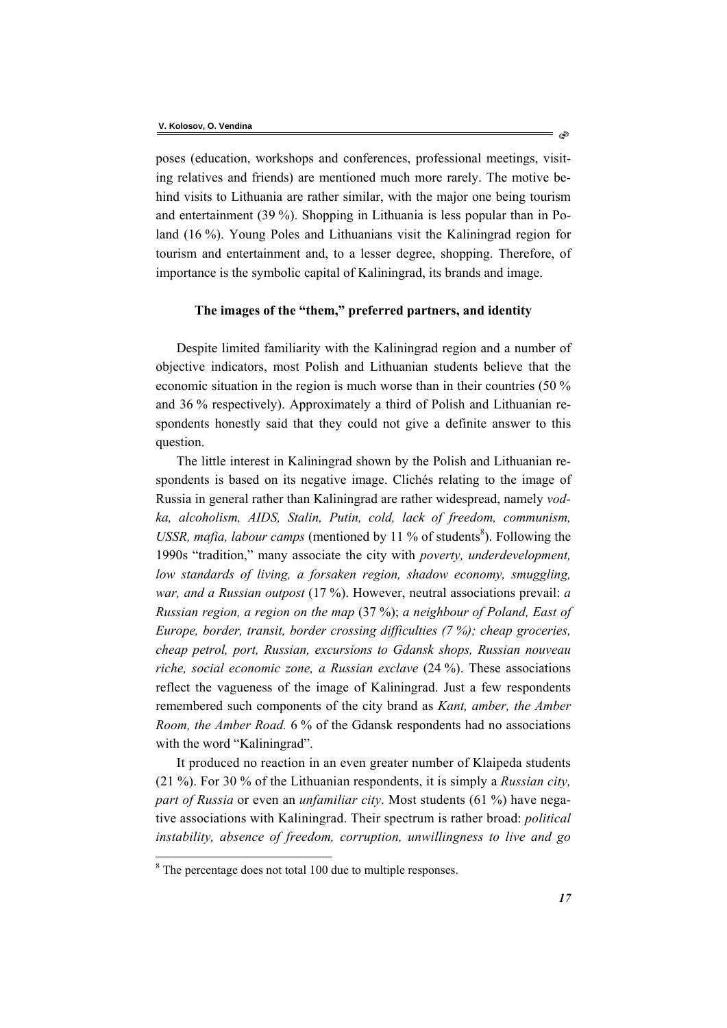poses (education, workshops and conferences, professional meetings, visiting relatives and friends) are mentioned much more rarely. The motive behind visits to Lithuania are rather similar, with the major one being tourism and entertainment (39 %). Shopping in Lithuania is less popular than in Poland (16 %). Young Poles and Lithuanians visit the Kaliningrad region for tourism and entertainment and, to a lesser degree, shopping. Therefore, of importance is the symbolic capital of Kaliningrad, its brands and image.

### The images of the "them," preferred partners, and identity

Despite limited familiarity with the Kaliningrad region and a number of objective indicators, most Polish and Lithuanian students believe that the economic situation in the region is much worse than in their countries (50 % and 36 % respectively). Approximately a third of Polish and Lithuanian respondents honestly said that they could not give a definite answer to this question.

The little interest in Kaliningrad shown by the Polish and Lithuanian respondents is based on its negative image. Clichés relating to the image of Russia in general rather than Kaliningrad are rather widespread, namely *vodka, alcoholism, AIDS, Stalin, Putin, cold, lack of freedom, communism, USSR, mafia, labour camps* (mentioned by 11 % of students[8]). Following the 1990s "tradition," many associate the city with *poverty, underdevelopment, low standards of living, a forsaken region, shadow economy, smuggling, war, and a Russian outpost* (17 %). However, neutral associations prevail: *a Russian region, a region on the map* (37 %); *a neighbour of Poland, East of Europe, border, transit, border crossing difficulties (7 %); cheap groceries, cheap petrol, port, Russian, excursions to Gdansk shops, Russian nouveau riche, social economic zone, a Russian exclave* (24 %). These associations reflect the vagueness of the image of Kaliningrad. Just a few respondents remembered such components of the city brand as *Kant, amber, the Amber Room, the Amber Road.* 6 % of the Gdansk respondents had no associations with the word "Kaliningrad".

It produced no reaction in an even greater number of Klaipeda students (21 %). For 30 % of the Lithuanian respondents, it is simply a *Russian city, part of Russia* or even an *unfamiliar city*. Most students (61 %) have negative associations with Kaliningrad. Their spectrum is rather broad: *political instability, absence of freedom, corruption, unwillingness to live and go*

[8] The percentage does not total 100 due to multiple responses.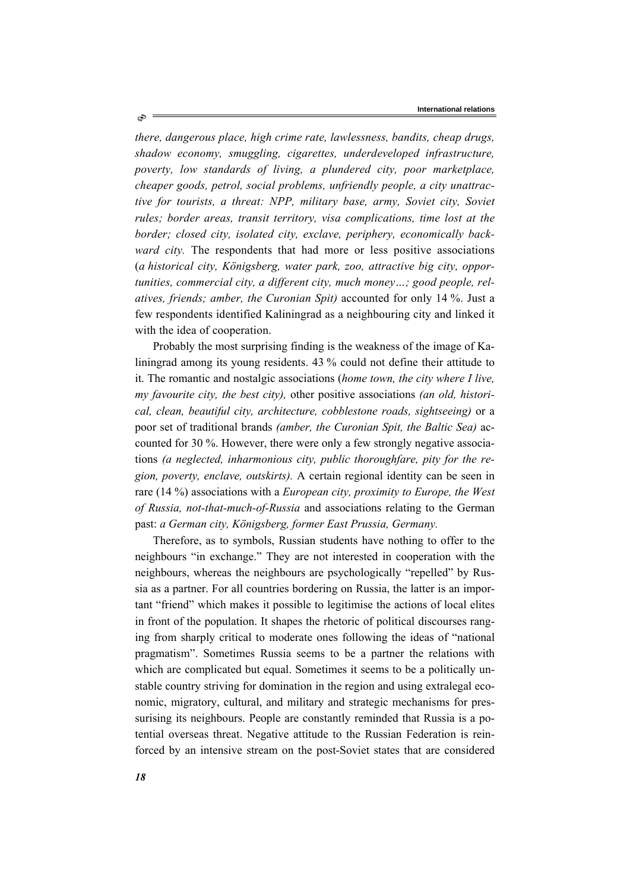*there, dangerous place, high crime rate, lawlessness, bandits, cheap drugs, shadow economy, smuggling, cigarettes, underdeveloped infrastructure, poverty, low standards of living, a plundered city, poor marketplace, cheaper goods, petrol, social problems, unfriendly people, a city unattractive for tourists, a threat: NPP, military base, army, Soviet city, Soviet rules; border areas, transit territory, visa complications, time lost at the border; closed city, isolated city, exclave, periphery, economically backward city.* The respondents that had more or less positive associations (*a historical city, Königsberg, water park, zoo, attractive big city, opportunities, commercial city, a different city, much money…; good people, relatives, friends; amber, the Curonian Spit)* accounted for only 14 %. Just a few respondents identified Kaliningrad as a neighbouring city and linked it with the idea of cooperation.

Probably the most surprising finding is the weakness of the image of Kaliningrad among its young residents. 43 % could not define their attitude to it. The romantic and nostalgic associations (*home town, the city where I live, my favourite city, the best city),* other positive associations *(an old, historical, clean, beautiful city, architecture, cobblestone roads, sightseeing)* or a poor set of traditional brands *(amber, the Curonian Spit, the Baltic Sea)* accounted for 30 %. However, there were only a few strongly negative associations *(a neglected, inharmonious city, public thoroughfare, pity for the region, poverty, enclave, outskirts).* A certain regional identity can be seen in rare (14 %) associations with a *European city, proximity to Europe, the West of Russia, not-that-much-of-Russia* and associations relating to the German past: *a German city, Königsberg, former East Prussia, Germany.*

Therefore, as to symbols, Russian students have nothing to offer to the neighbours "in exchange." They are not interested in cooperation with the neighbours, whereas the neighbours are psychologically "repelled" by Russia as a partner. For all countries bordering on Russia, the latter is an important "friend" which makes it possible to legitimise the actions of local elites in front of the population. It shapes the rhetoric of political discourses ranging from sharply critical to moderate ones following the ideas of "national pragmatism". Sometimes Russia seems to be a partner the relations with which are complicated but equal. Sometimes it seems to be a politically unstable country striving for domination in the region and using extralegal economic, migratory, cultural, and military and strategic mechanisms for pressurising its neighbours. People are constantly reminded that Russia is a potential overseas threat. Negative attitude to the Russian Federation is reinforced by an intensive stream on the post-Soviet states that are considered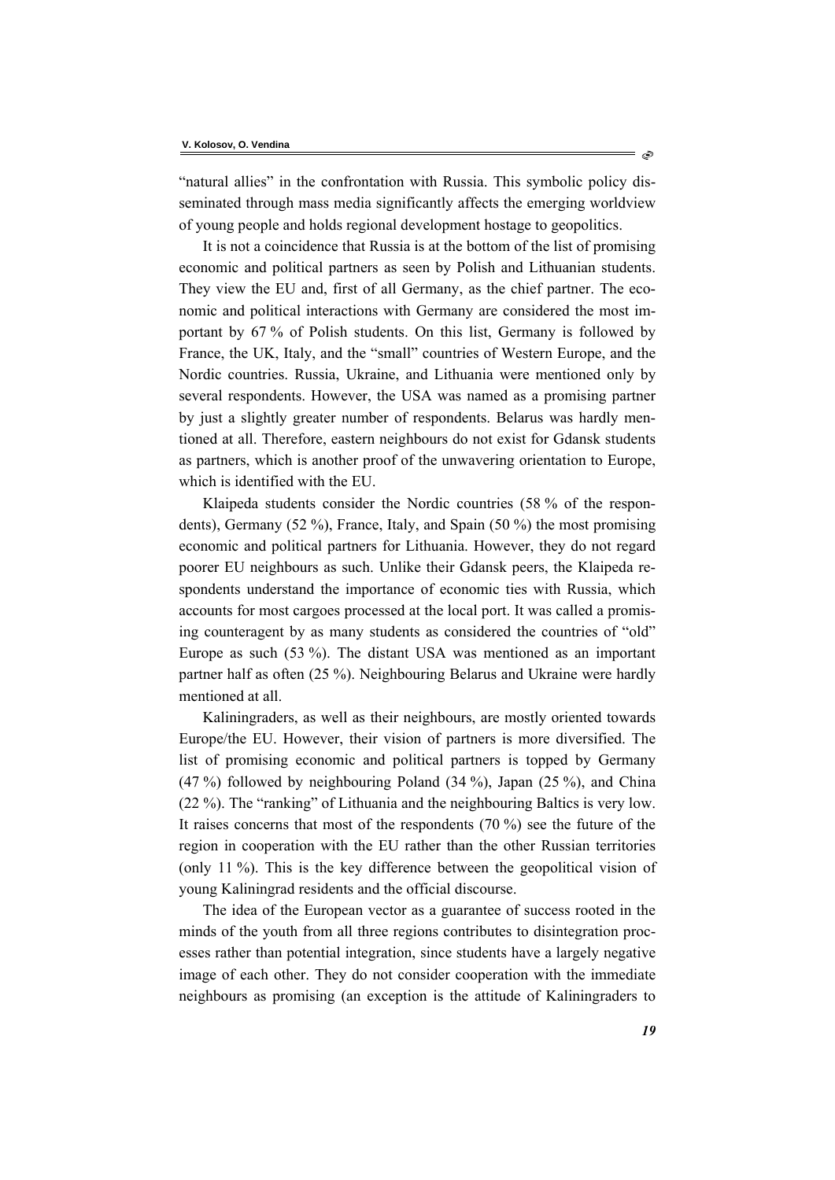"natural allies" in the confrontation with Russia. This symbolic policy disseminated through mass media significantly affects the emerging worldview of young people and holds regional development hostage to geopolitics.

It is not a coincidence that Russia is at the bottom of the list of promising economic and political partners as seen by Polish and Lithuanian students. They view the EU and, first of all Germany, as the chief partner. The economic and political interactions with Germany are considered the most important by 67 % of Polish students. On this list, Germany is followed by France, the UK, Italy, and the "small" countries of Western Europe, and the Nordic countries. Russia, Ukraine, and Lithuania were mentioned only by several respondents. However, the USA was named as a promising partner by just a slightly greater number of respondents. Belarus was hardly mentioned at all. Therefore, eastern neighbours do not exist for Gdansk students as partners, which is another proof of the unwavering orientation to Europe, which is identified with the EU.

Klaipeda students consider the Nordic countries (58 % of the respondents), Germany (52 %), France, Italy, and Spain (50 %) the most promising economic and political partners for Lithuania. However, they do not regard poorer EU neighbours as such. Unlike their Gdansk peers, the Klaipeda respondents understand the importance of economic ties with Russia, which accounts for most cargoes processed at the local port. It was called a promising counteragent by as many students as considered the countries of "old" Europe as such (53 %). The distant USA was mentioned as an important partner half as often (25 %). Neighbouring Belarus and Ukraine were hardly mentioned at all.

Kaliningraders, as well as their neighbours, are mostly oriented towards Europe/the EU. However, their vision of partners is more diversified. The list of promising economic and political partners is topped by Germany (47 %) followed by neighbouring Poland (34 %), Japan (25 %), and China (22 %). The "ranking" of Lithuania and the neighbouring Baltics is very low. It raises concerns that most of the respondents (70 %) see the future of the region in cooperation with the EU rather than the other Russian territories (only 11 %). This is the key difference between the geopolitical vision of young Kaliningrad residents and the official discourse.

The idea of the European vector as a guarantee of success rooted in the minds of the youth from all three regions contributes to disintegration processes rather than potential integration, since students have a largely negative image of each other. They do not consider cooperation with the immediate neighbours as promising (an exception is the attitude of Kaliningraders to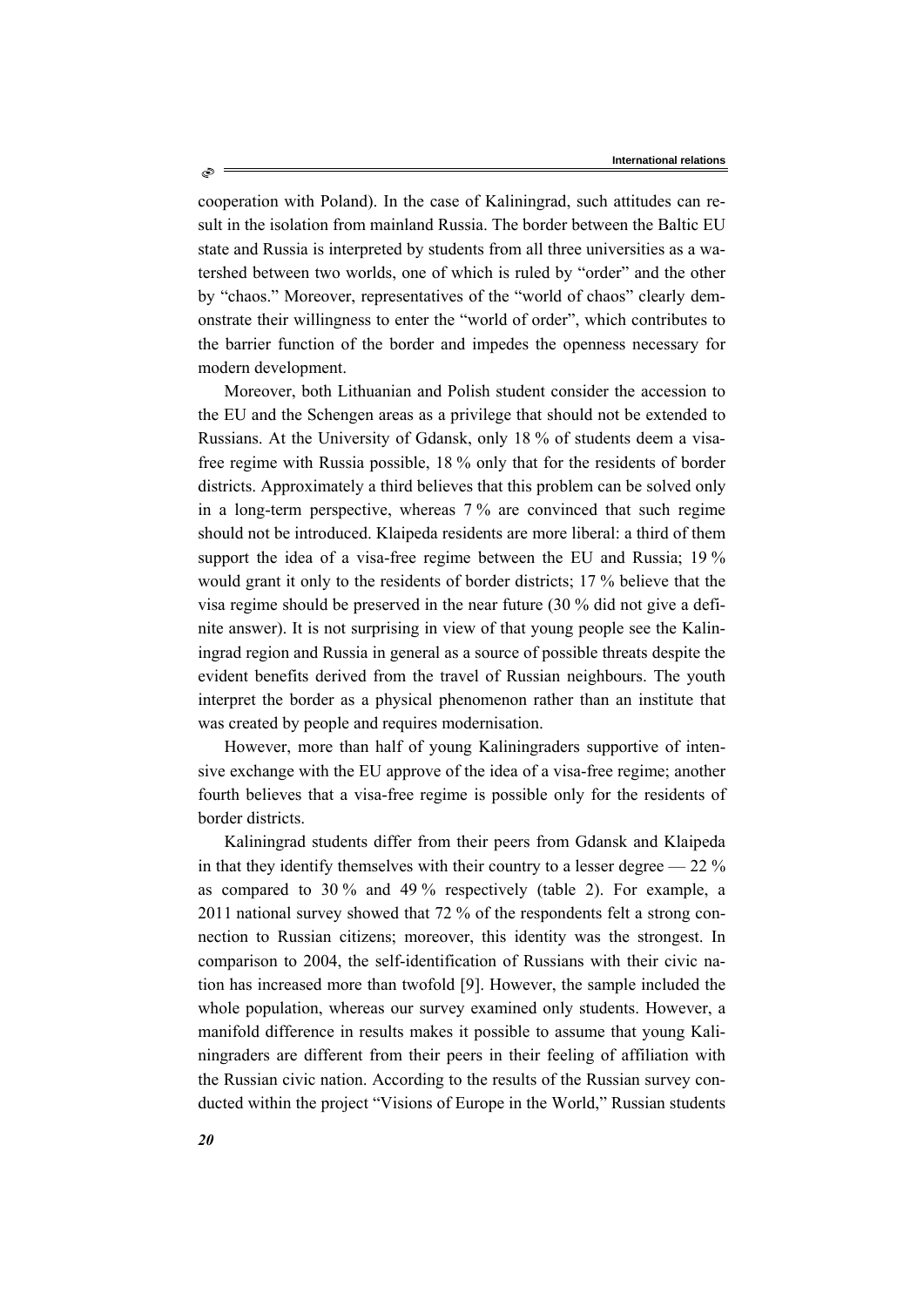cooperation with Poland). In the case of Kaliningrad, such attitudes can result in the isolation from mainland Russia. The border between the Baltic EU state and Russia is interpreted by students from all three universities as a watershed between two worlds, one of which is ruled by "order" and the other by "chaos." Moreover, representatives of the "world of chaos" clearly demonstrate their willingness to enter the "world of order", which contributes to the barrier function of the border and impedes the openness necessary for modern development.

Moreover, both Lithuanian and Polish student consider the accession to the EU and the Schengen areas as a privilege that should not be extended to Russians. At the University of Gdansk, only 18 % of students deem a visa-free regime with Russia possible, 18 % only that for the residents of border districts. Approximately a third believes that this problem can be solved only in a long-term perspective, whereas 7 % are convinced that such regime should not be introduced. Klaipeda residents are more liberal: a third of them support the idea of a visa-free regime between the EU and Russia; 19 % would grant it only to the residents of border districts; 17 % believe that the visa regime should be preserved in the near future (30 % did not give a definite answer). It is not surprising in view of that young people see the Kaliningrad region and Russia in general as a source of possible threats despite the evident benefits derived from the travel of Russian neighbours. The youth interpret the border as a physical phenomenon rather than an institute that was created by people and requires modernisation.

However, more than half of young Kaliningraders supportive of intensive exchange with the EU approve of the idea of a visa-free regime; another fourth believes that a visa-free regime is possible only for the residents of border districts.

Kaliningrad students differ from their peers from Gdansk and Klaipeda in that they identify themselves with their country to a lesser degree — 22 % as compared to 30 % and 49 % respectively (table 2). For example, a 2011 national survey showed that 72 % of the respondents felt a strong connection to Russian citizens; moreover, this identity was the strongest. In comparison to 2004, the self-identification of Russians with their civic nation has increased more than twofold [9]. However, the sample included the whole population, whereas our survey examined only students. However, a manifold difference in results makes it possible to assume that young Kaliningraders are different from their peers in their feeling of affiliation with the Russian civic nation. According to the results of the Russian survey conducted within the project "Visions of Europe in the World," Russian students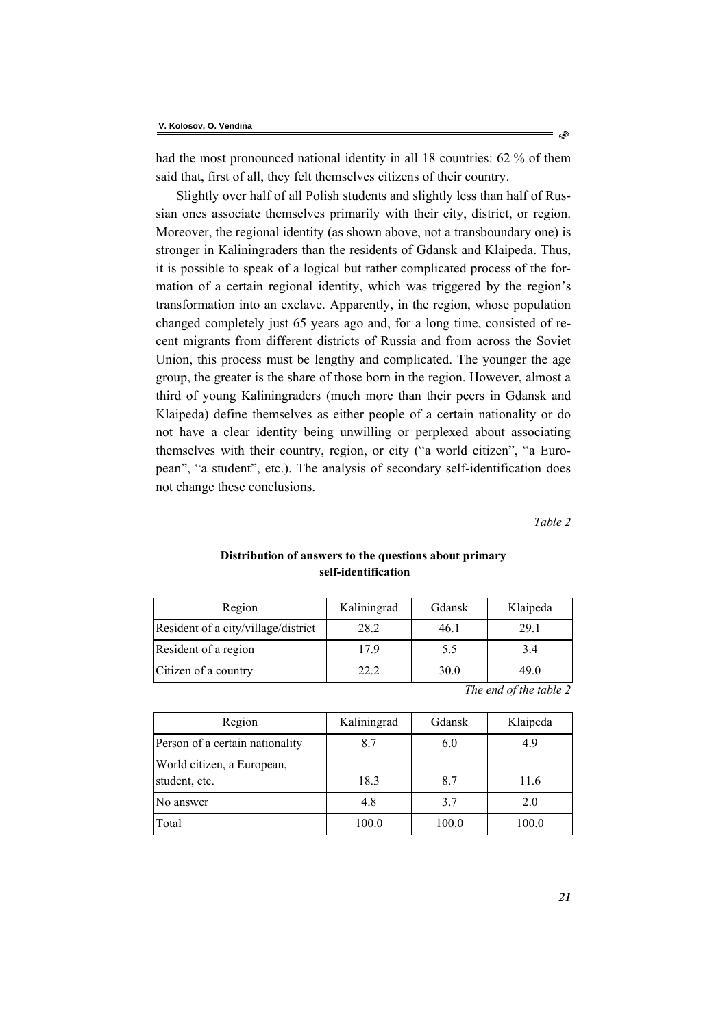had the most pronounced national identity in all 18 countries: 62 % of them said that, first of all, they felt themselves citizens of their country.

Slightly over half of all Polish students and slightly less than half of Russian ones associate themselves primarily with their city, district, or region. Moreover, the regional identity (as shown above, not a transboundary one) is stronger in Kaliningraders than the residents of Gdansk and Klaipeda. Thus, it is possible to speak of a logical but rather complicated process of the formation of a certain regional identity, which was triggered by the region's transformation into an exclave. Apparently, in the region, whose population changed completely just 65 years ago and, for a long time, consisted of recent migrants from different districts of Russia and from across the Soviet Union, this process must be lengthy and complicated. The younger the age group, the greater is the share of those born in the region. However, almost a third of young Kaliningraders (much more than their peers in Gdansk and Klaipeda) define themselves as either people of a certain nationality or do not have a clear identity being unwilling or perplexed about associating themselves with their country, region, or city ("a world citizen", "a European", "a student", etc.). The analysis of secondary self-identification does not change these conclusions.

*Table 2*

**Distribution of answers to the questions about primary self-identification**

| Region | Kaliningrad | Gdansk | Klaipeda |
|---|---|---|---|
| Resident of a city/village/district | 28.2 | 46.1 | 29.1 |
| Resident of a region | 17.9 | 5.5 | 3.4 |
| Citizen of a country | 22.2 | 30.0 | 49.0 |
| Person of a certain nationality | 8.7 | 6.0 | 4.9 |
| World citizen, a European, student, etc. | 18.3 | 8.7 | 11.6 |
| No answer | 4.8 | 3.7 | 2.0 |
| Total | 100.0 | 100.0 | 100.0 |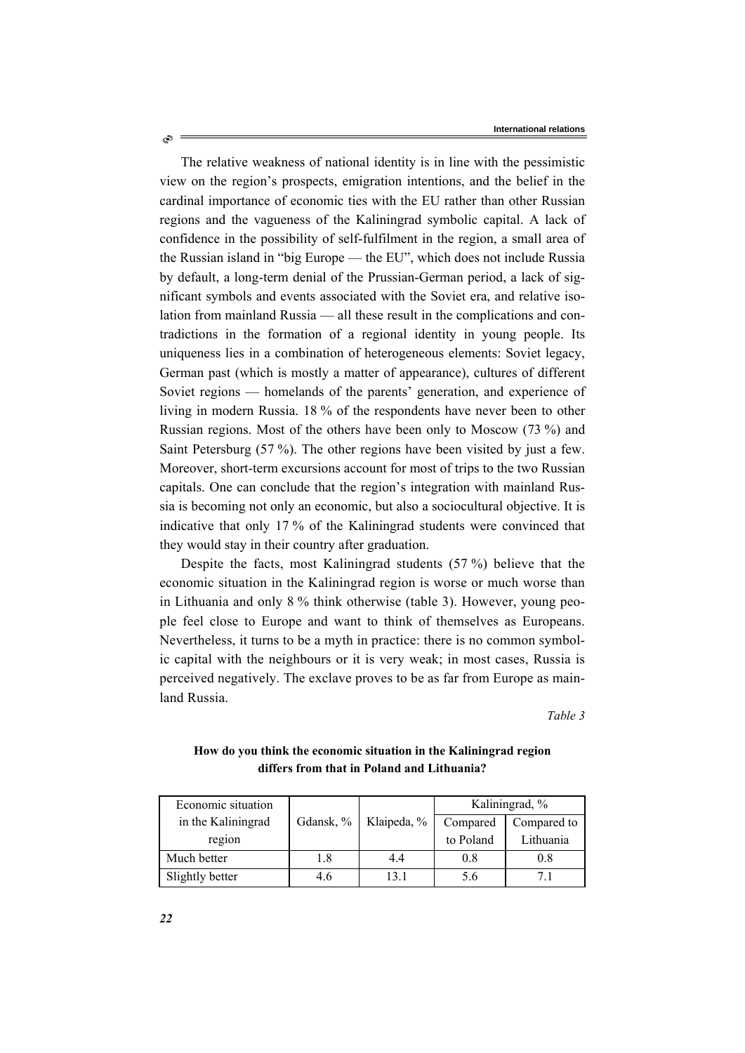The relative weakness of national identity is in line with the pessimistic view on the region's prospects, emigration intentions, and the belief in the cardinal importance of economic ties with the EU rather than other Russian regions and the vagueness of the Kaliningrad symbolic capital. A lack of confidence in the possibility of self-fulfilment in the region, a small area of the Russian island in "big Europe — the EU", which does not include Russia by default, a long-term denial of the Prussian-German period, a lack of significant symbols and events associated with the Soviet era, and relative isolation from mainland Russia — all these result in the complications and contradictions in the formation of a regional identity in young people. Its uniqueness lies in a combination of heterogeneous elements: Soviet legacy, German past (which is mostly a matter of appearance), cultures of different Soviet regions — homelands of the parents' generation, and experience of living in modern Russia. 18 % of the respondents have never been to other Russian regions. Most of the others have been only to Moscow (73 %) and Saint Petersburg (57 %). The other regions have been visited by just a few. Moreover, short-term excursions account for most of trips to the two Russian capitals. One can conclude that the region's integration with mainland Russia is becoming not only an economic, but also a sociocultural objective. It is indicative that only 17 % of the Kaliningrad students were convinced that they would stay in their country after graduation.

Despite the facts, most Kaliningrad students (57 %) believe that the economic situation in the Kaliningrad region is worse or much worse than in Lithuania and only 8 % think otherwise (table 3). However, young people feel close to Europe and want to think of themselves as Europeans. Nevertheless, it turns to be a myth in practice: there is no common symbolic capital with the neighbours or it is very weak; in most cases, Russia is perceived negatively. The exclave proves to be as far from Europe as mainland Russia.

*Table 3*

**How do you think the economic situation in the Kaliningrad region differs from that in Poland and Lithuania?**

| Economic situation in the Kaliningrad region | Gdansk, % | Klaipeda, % | Kaliningrad, % | |
|---|---|---|---|---|
| | | | Compared to Poland | Compared to Lithuania |
| Much better | 1.8 | 4.4 | 0.8 | 0.8 |
| Slightly better | 4.6 | 13.1 | 5.6 | 7.1 |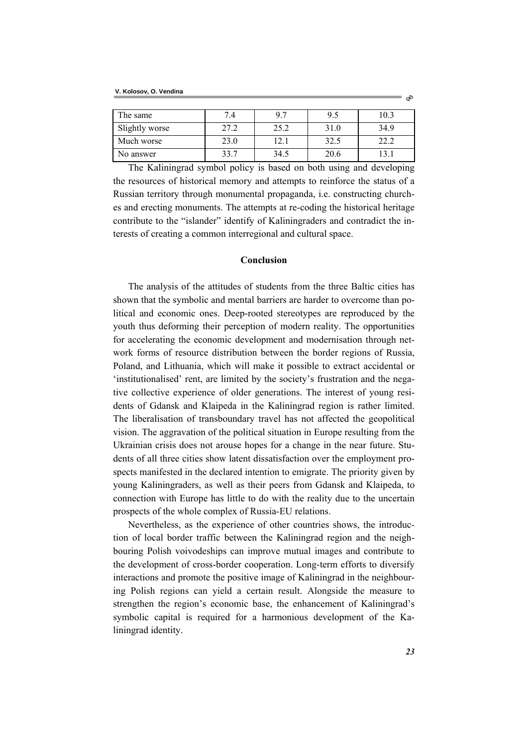| The same | 7.4 | 9.7 | 9.5 | 10.3 |
|---|---|---|---|---|
| Slightly worse | 27.2 | 25.2 | 31.0 | 34.9 |
| Much worse | 23.0 | 12.1 | 32.5 | 22.2 |
| No answer | 33.7 | 34.5 | 20.6 | 13.1 |

The Kaliningrad symbol policy is based on both using and developing the resources of historical memory and attempts to reinforce the status of a Russian territory through monumental propaganda, i.e. constructing churches and erecting monuments. The attempts at re-coding the historical heritage contribute to the "islander" identify of Kaliningraders and contradict the interests of creating a common interregional and cultural space.

## Conclusion

The analysis of the attitudes of students from the three Baltic cities has shown that the symbolic and mental barriers are harder to overcome than political and economic ones. Deep-rooted stereotypes are reproduced by the youth thus deforming their perception of modern reality. The opportunities for accelerating the economic development and modernisation through network forms of resource distribution between the border regions of Russia, Poland, and Lithuania, which will make it possible to extract accidental or 'institutionalised' rent, are limited by the society's frustration and the negative collective experience of older generations. The interest of young residents of Gdansk and Klaipeda in the Kaliningrad region is rather limited. The liberalisation of transboundary travel has not affected the geopolitical vision. The aggravation of the political situation in Europe resulting from the Ukrainian crisis does not arouse hopes for a change in the near future. Students of all three cities show latent dissatisfaction over the employment prospects manifested in the declared intention to emigrate. The priority given by young Kaliningraders, as well as their peers from Gdansk and Klaipeda, to connection with Europe has little to do with the reality due to the uncertain prospects of the whole complex of Russia-EU relations.

Nevertheless, as the experience of other countries shows, the introduction of local border traffic between the Kaliningrad region and the neighbouring Polish voivodeships can improve mutual images and contribute to the development of cross-border cooperation. Long-term efforts to diversify interactions and promote the positive image of Kaliningrad in the neighbouring Polish regions can yield a certain result. Alongside the measure to strengthen the region's economic base, the enhancement of Kaliningrad's symbolic capital is required for a harmonious development of the Kaliningrad identity.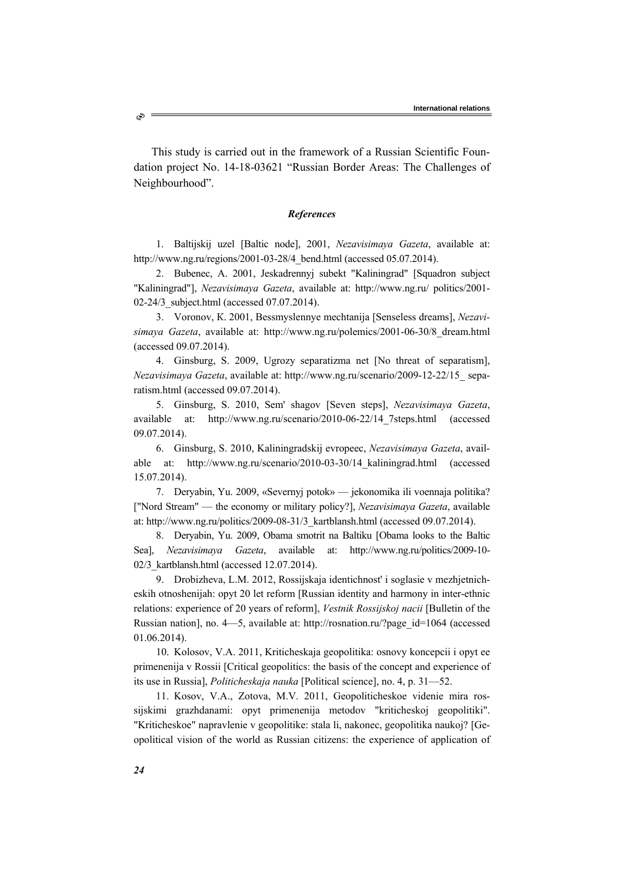This study is carried out in the framework of a Russian Scientific Foundation project No. 14-18-03621 "Russian Border Areas: The Challenges of Neighbourhood".

### *References*

1. Baltijskij uzel [Baltic node], 2001, *Nezavisimaya Gazeta*, available at: http://www.ng.ru/regions/2001-03-28/4_bend.html (accessed 05.07.2014).

2. Bubenec, A. 2001, Jeskadrennyj subekt "Kaliningrad" [Squadron subject "Kaliningrad"], *Nezavisimaya Gazeta*, available at: http://www.ng.ru/ politics/2001-02-24/3_subject.html (accessed 07.07.2014).

3. Voronov, K. 2001, Bessmyslennye mechtanija [Senseless dreams], *Nezavisimaya Gazeta*, available at: http://www.ng.ru/polemics/2001-06-30/8_dream.html (accessed 09.07.2014).

4. Ginsburg, S. 2009, Ugrozy separatizma net [No threat of separatism], *Nezavisimaya Gazeta*, available at: http://www.ng.ru/scenario/2009-12-22/15_ separatism.html (accessed 09.07.2014).

5. Ginsburg, S. 2010, Sem' shagov [Seven steps], *Nezavisimaya Gazeta*, available at: http://www.ng.ru/scenario/2010-06-22/14_7steps.html (accessed 09.07.2014).

6. Ginsburg, S. 2010, Kaliningradskij evropeec, *Nezavisimaya Gazeta*, available at: http://www.ng.ru/scenario/2010-03-30/14_kaliningrad.html (accessed 15.07.2014).

7. Deryabin, Yu. 2009, «Severnyj potok» — jekonomika ili voennaja politika? ["Nord Stream" — the economy or military policy?], *Nezavisimaya Gazeta*, available at: http://www.ng.ru/politics/2009-08-31/3_kartblansh.html (accessed 09.07.2014).

8. Deryabin, Yu. 2009, Obama smotrit na Baltiku [Obama looks to the Baltic Sea], *Nezavisimaya Gazeta*, available at: http://www.ng.ru/politics/2009-10-02/3_kartblansh.html (accessed 12.07.2014).

9. Drobizheva, L.M. 2012, Rossijskaja identichnost' i soglasie v mezhjetnicheskih otnoshenijah: opyt 20 let reform [Russian identity and harmony in inter-ethnic relations: experience of 20 years of reform], *Vestnik Rossijskoj nacii* [Bulletin of the Russian nation], no. 4—5, available at: http://rosnation.ru/?page_id=1064 (accessed 01.06.2014).

10. Kolosov, V.A. 2011, Kriticheskaja geopolitika: osnovy koncepcii i opyt ee primenenija v Rossii [Critical geopolitics: the basis of the concept and experience of its use in Russia], *Politicheskaja nauka* [Political science], no. 4, p. 31—52.

11. Kosov, V.A., Zotova, M.V. 2011, Geopoliticheskoe videnie mira rossijskimi grazhdanami: opyt primenenija metodov "kriticheskoj geopolitiki". "Kriticheskoe" napravlenie v geopolitike: stala li, nakonec, geopolitika naukoj? [Geopolitical vision of the world as Russian citizens: the experience of application of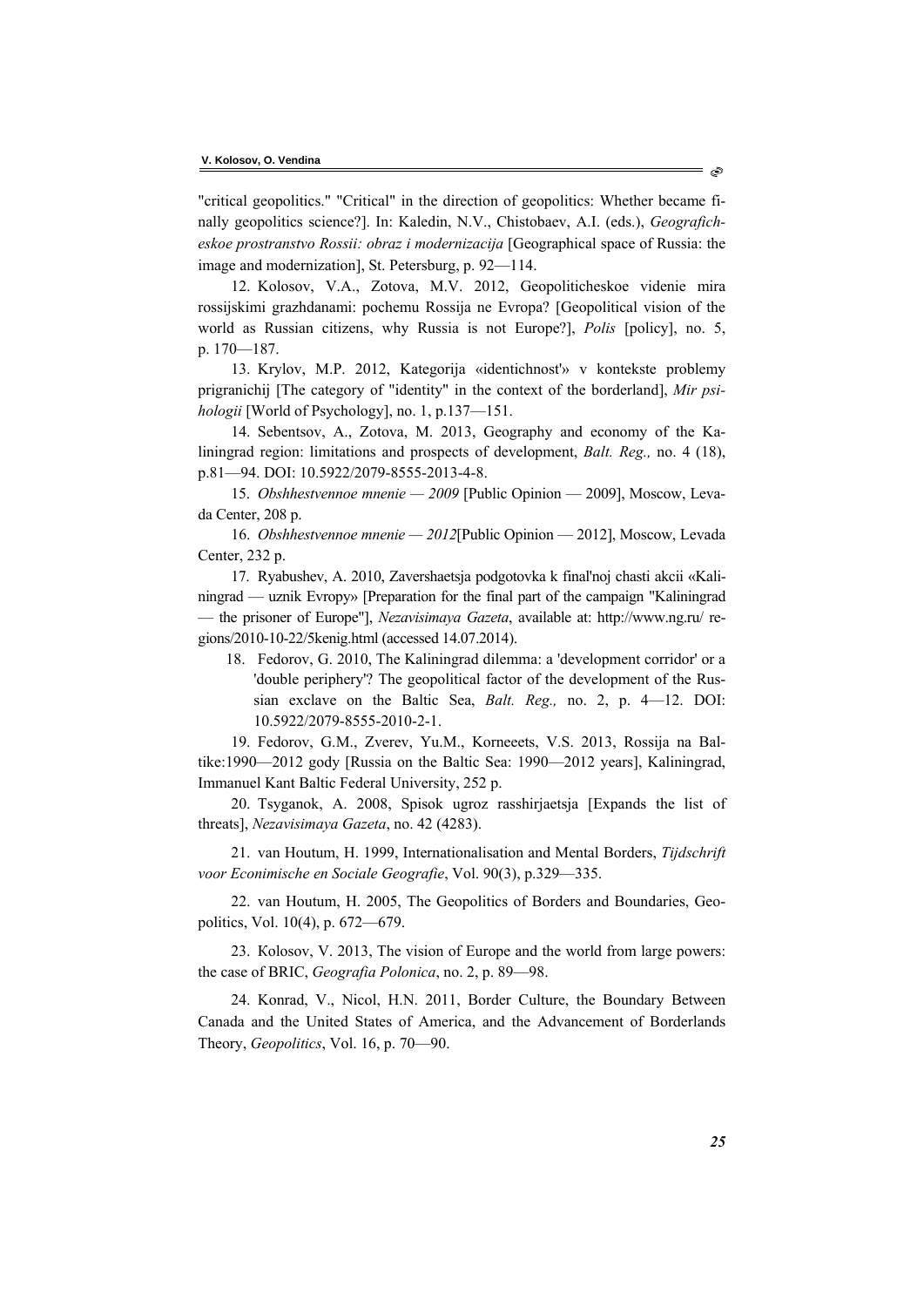"critical geopolitics." "Critical" in the direction of geopolitics: Whether became finally geopolitics science?]. In: Kaledin, N.V., Chistobaev, A.I. (eds.), *Geograficheskoe prostranstvo Rossii: obraz i modernizacija* [Geographical space of Russia: the image and modernization], St. Petersburg, p. 92—114.

12. Kolosov, V.A., Zotova, M.V. 2012, Geopoliticheskoe videnie mira rossijskimi grazhdanami: pochemu Rossija ne Evropa? [Geopolitical vision of the world as Russian citizens, why Russia is not Europe?], *Polis* [policy], no. 5, p. 170—187.

13. Krylov, M.P. 2012, Kategorija «identichnost'» v kontekste problemy prigranichij [The category of "identity" in the context of the borderland], *Mir psihologii* [World of Psychology], no. 1, p.137—151.

14. Sebentsov, A., Zotova, M. 2013, Geography and economy of the Kaliningrad region: limitations and prospects of development, *Balt. Reg.,* no. 4 (18), p.81—94. DOI: 10.5922/2079-8555-2013-4-8.

15. *Obshhestvennoe mnenie — 2009* [Public Opinion — 2009], Moscow, Levada Center, 208 p.

16. *Obshhestvennoe mnenie — 2012*[Public Opinion — 2012], Moscow, Levada Center, 232 p.

17. Ryabushev, A. 2010, Zavershaetsja podgotovka k final'noj chasti akcii «Kaliningrad — uznik Evropy» [Preparation for the final part of the campaign "Kaliningrad — the prisoner of Europe"], *Nezavisimaya Gazeta*, available at: http://www.ng.ru/ regions/2010-10-22/5kenig.html (accessed 14.07.2014).

18. Fedorov, G. 2010, The Kaliningrad dilemma: a 'development corridor' or a 'double periphery'? The geopolitical factor of the development of the Russian exclave on the Baltic Sea, *Balt. Reg.,* no. 2, p. 4—12. DOI: 10.5922/2079-8555-2010-2-1.

19. Fedorov, G.M., Zverev, Yu.M., Korneeets, V.S. 2013, Rossija na Baltike:1990—2012 gody [Russia on the Baltic Sea: 1990—2012 years], Kaliningrad, Immanuel Kant Baltic Federal University, 252 p.

20. Tsyganok, A. 2008, Spisok ugroz rasshirjaetsja [Expands the list of threats], *Nezavisimaya Gazeta*, no. 42 (4283).

21. van Houtum, H. 1999, Internationalisation and Mental Borders, *Tijdschrift voor Econimische en Sociale Geografie*, Vol. 90(3), p.329—335.

22. van Houtum, H. 2005, The Geopolitics of Borders and Boundaries, Geopolitics, Vol. 10(4), p. 672—679.

23. Kolosov, V. 2013, The vision of Europe and the world from large powers: the case of BRIC, *Geografia Polonica*, no. 2, p. 89—98.

24. Konrad, V., Nicol, H.N. 2011, Border Culture, the Boundary Between Canada and the United States of America, and the Advancement of Borderlands Theory, *Geopolitics*, Vol. 16, p. 70—90.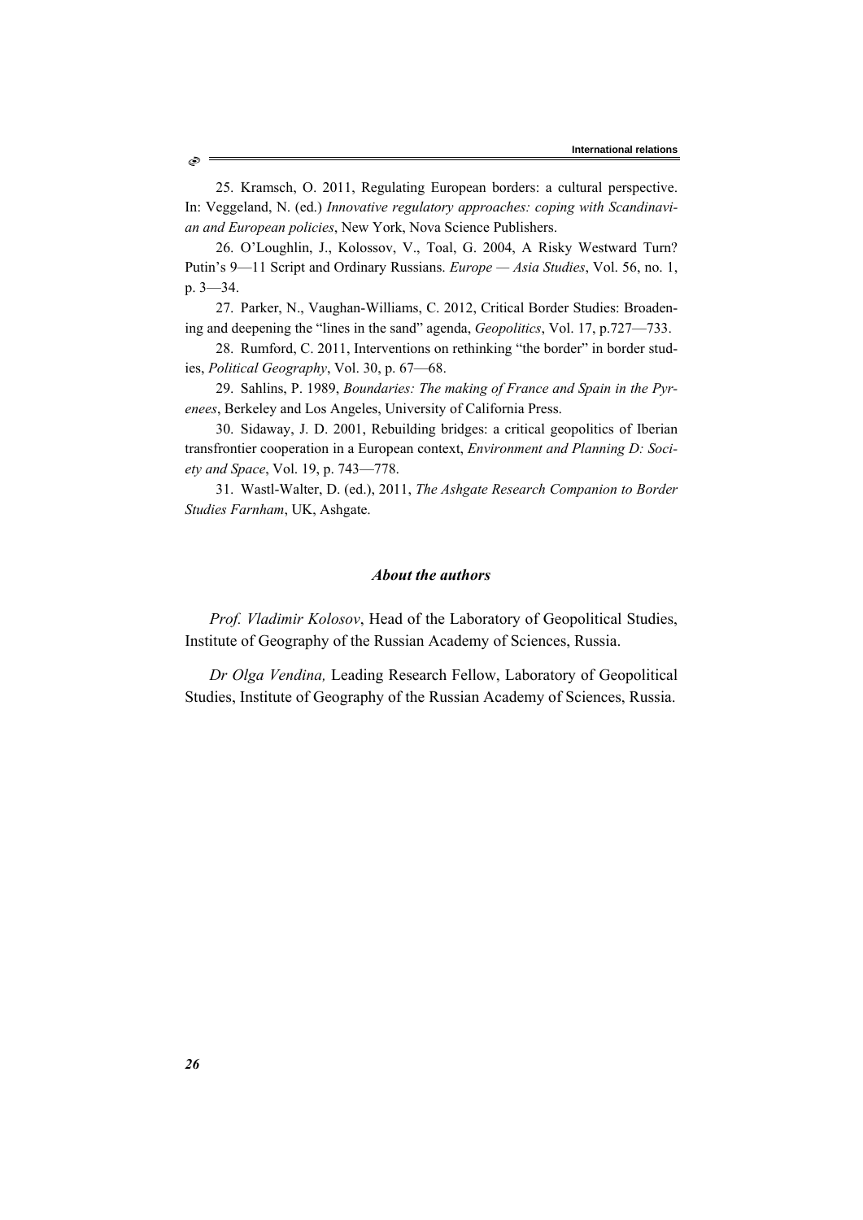25. Kramsch, O. 2011, Regulating European borders: a cultural perspective. In: Veggeland, N. (ed.) *Innovative regulatory approaches: coping with Scandinavian and European policies*, New York, Nova Science Publishers.

26. O'Loughlin, J., Kolossov, V., Toal, G. 2004, A Risky Westward Turn? Putin's 9—11 Script and Ordinary Russians. *Europe — Asia Studies*, Vol. 56, no. 1, p. 3—34.

27. Parker, N., Vaughan-Williams, C. 2012, Critical Border Studies: Broadening and deepening the "lines in the sand" agenda, *Geopolitics*, Vol. 17, p.727—733.

28. Rumford, C. 2011, Interventions on rethinking "the border" in border studies, *Political Geography*, Vol. 30, p. 67—68.

29. Sahlins, P. 1989, *Boundaries: The making of France and Spain in the Pyrenees*, Berkeley and Los Angeles, University of California Press.

30. Sidaway, J. D. 2001, Rebuilding bridges: a critical geopolitics of Iberian transfrontier cooperation in a European context, *Environment and Planning D: Society and Space*, Vol. 19, p. 743—778.

31. Wastl-Walter, D. (ed.), 2011, *The Ashgate Research Companion to Border Studies Farnham*, UK, Ashgate.

### *About the authors*

*Prof. Vladimir Kolosov*, Head of the Laboratory of Geopolitical Studies, Institute of Geography of the Russian Academy of Sciences, Russia.

*Dr Olga Vendina,* Leading Research Fellow, Laboratory of Geopolitical Studies, Institute of Geography of the Russian Academy of Sciences, Russia.